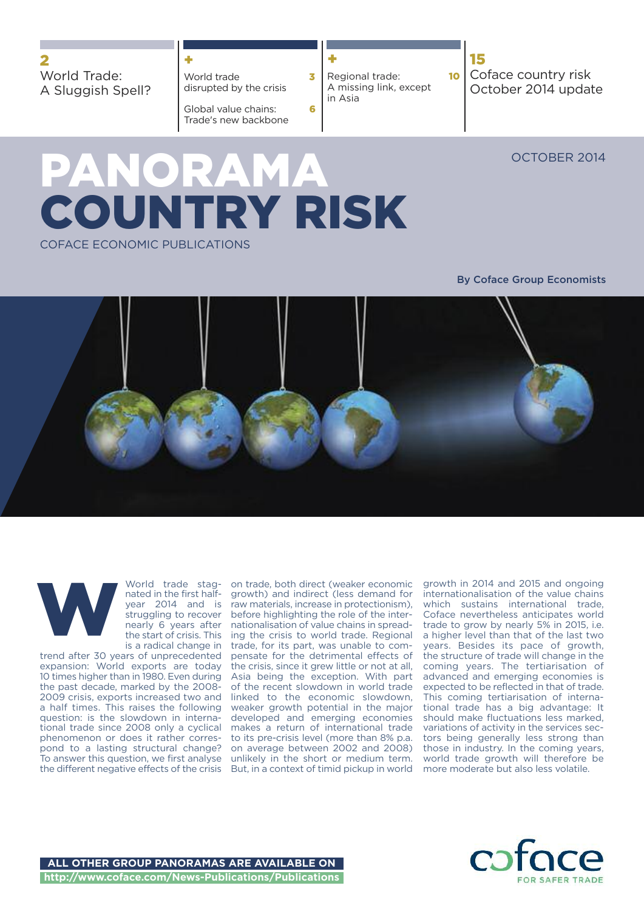**2** World Trade: A Sluggish Spell?

**+** World trade disrupted by the crisis **3**

Global value chains: Trade's new backbone **6**

**+** Regional trade: A missing link, except in Asia **10**

**15** Coface country risk October 2014 update

# PANORAMA COUNTRY RISK

COFACE ECONOMIC PUBLICATIONS

OCTOBER 2014

**By Coface Group Economists**

World trade stagnated in the first half-year 2014 and is struggling to recover nearly 6 years after the start of crisis. This is a radical change in trend after 30 years of unprecedented expansion: World exports are today 10 times higher than in 1980. Even during the past decade, marked by the 2008-2009 crisis, exports increased two and a half times. This raises the following question: is the slowdown in international trade since 2008 only a cyclical phenomenon or does it rather correspond to a lasting structural change? To answer this question, we first analyse the different negative effects of the crisis on trade, both direct (weaker economic growth) and indirect (less demand for raw materials, increase in protectionism), before highlighting the role of the internationalisation of value chains in spreading the crisis to world trade. Regional trade, for its part, was unable to compensate for the detrimental effects of the crisis, since it grew little or not at all, Asia being the exception. With part of the recent slowdown in world trade linked to the economic slowdown, weaker growth potential in the major developed and emerging economies makes a return of international trade to its pre-crisis level (more than 8% p.a. on average between 2002 and 2008) unlikely in the short or medium term. But, in a context of timid pickup in world growth in 2014 and 2015 and ongoing internationalisation of the value chains which sustains international trade, Coface nevertheless anticipates world trade to grow by nearly 5% in 2015, i.e. a higher level than that of the last two years. Besides its pace of growth, the structure of trade will change in the coming years. The tertiarisation of advanced and emerging economies is expected to be reflected in that of trade. This coming tertiarisation of international trade has a big advantage: It should make fluctuations less marked, variations of activity in the services sectors being generally less strong than those in industry. In the coming years, world trade growth will therefore be more moderate but also less volatile.

**ALL OTHER GROUP PANORAMAS ARE AVAILABLE ON**
**http://www.coface.com/News-Publications/Publications**

coface FOR SAFER TRADE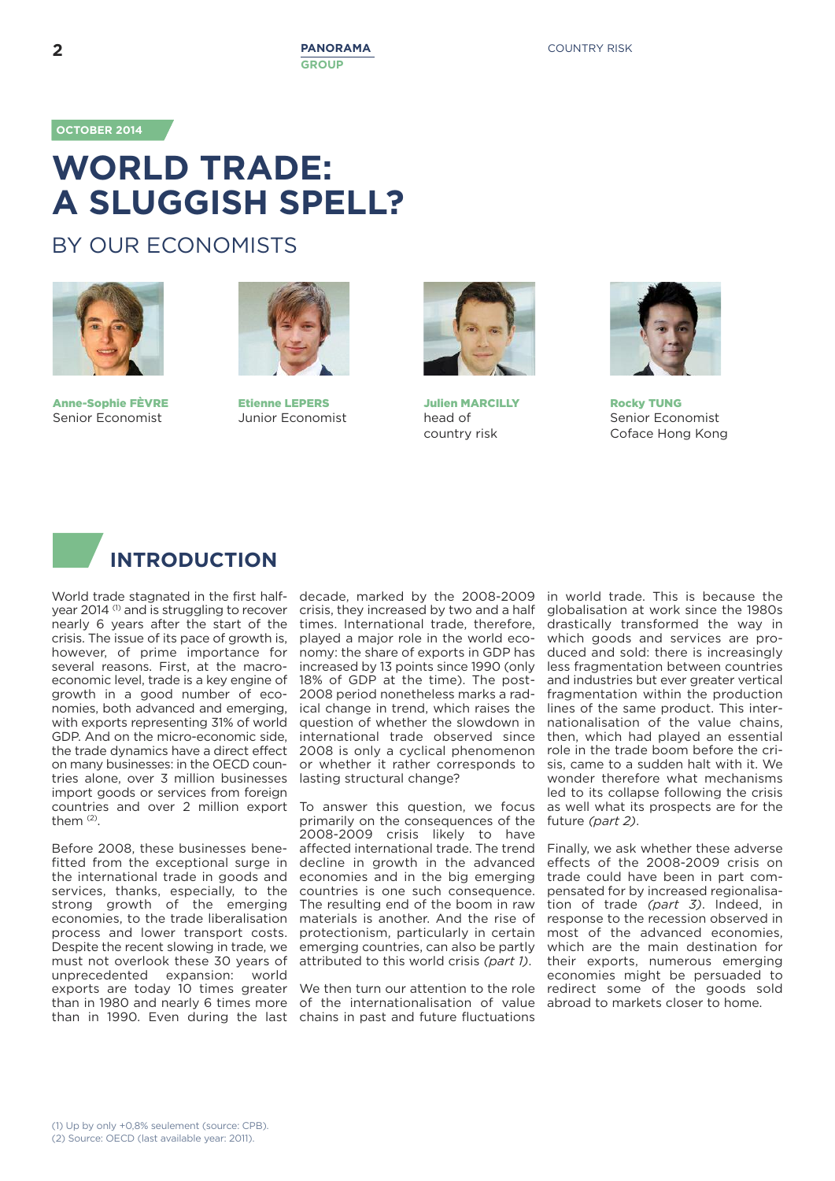OCTOBER 2014

# WORLD TRADE: A SLUGGISH SPELL?

## BY OUR ECONOMISTS

**Anne-Sophie FÈVRE**
Senior Economist

**Etienne LEPERS**
Junior Economist

**Julien MARCILLY**
head of country risk

**Rocky TUNG**
Senior Economist
Coface Hong Kong

## INTRODUCTION

World trade stagnated in the first half-year 2014 [1] and is struggling to recover nearly 6 years after the start of the crisis. The issue of its pace of growth is, however, of prime importance for several reasons. First, at the macro-economic level, trade is a key engine of growth in a good number of economies, both advanced and emerging, with exports representing 31% of world GDP. And on the micro-economic side, the trade dynamics have a direct effect on many businesses: in the OECD countries alone, over 3 million businesses import goods or services from foreign countries and over 2 million export them [2].

Before 2008, these businesses benefitted from the exceptional surge in the international trade in goods and services, thanks, especially, to the strong growth of the emerging economies, to the trade liberalisation process and lower transport costs. Despite the recent slowing in trade, we must not overlook these 30 years of unprecedented expansion: world exports are today 10 times greater than in 1980 and nearly 6 times more than in 1990. Even during the last decade, marked by the 2008-2009 crisis, they increased by two and a half times. International trade, therefore, played a major role in the world economy: the share of exports in GDP has increased by 13 points since 1990 (only 18% of GDP at the time). The post-2008 period nonetheless marks a radical change in trend, which raises the question of whether the slowdown in international trade observed since 2008 is only a cyclical phenomenon or whether it rather corresponds to lasting structural change?

To answer this question, we focus primarily on the consequences of the 2008-2009 crisis likely to have affected international trade. The trend decline in growth in the advanced economies and in the big emerging countries is one such consequence. The resulting end of the boom in raw materials is another. And the rise of protectionism, particularly in certain emerging countries, can also be partly attributed to this world crisis *(part 1)*.

We then turn our attention to the role of the internationalisation of value chains in past and future fluctuations in world trade. This is because the globalisation at work since the 1980s drastically transformed the way in which goods and services are produced and sold: there is increasingly less fragmentation between countries and industries but ever greater vertical fragmentation within the production lines of the same product. This internationalisation of the value chains, then, which had played an essential role in the trade boom before the crisis, came to a sudden halt with it. We wonder therefore what mechanisms led to its collapse following the crisis as well what its prospects are for the future *(part 2)*.

Finally, we ask whether these adverse effects of the 2008-2009 crisis on trade could have been in part compensated for by increased regionalisation of trade *(part 3)*. Indeed, in response to the recession observed in most of the advanced economies, which are the main destination for their exports, numerous emerging economies might be persuaded to redirect some of the goods sold abroad to markets closer to home.

(1) Up by only +0,8% seulement (source: CPB).
(2) Source: OECD (last available year: 2011).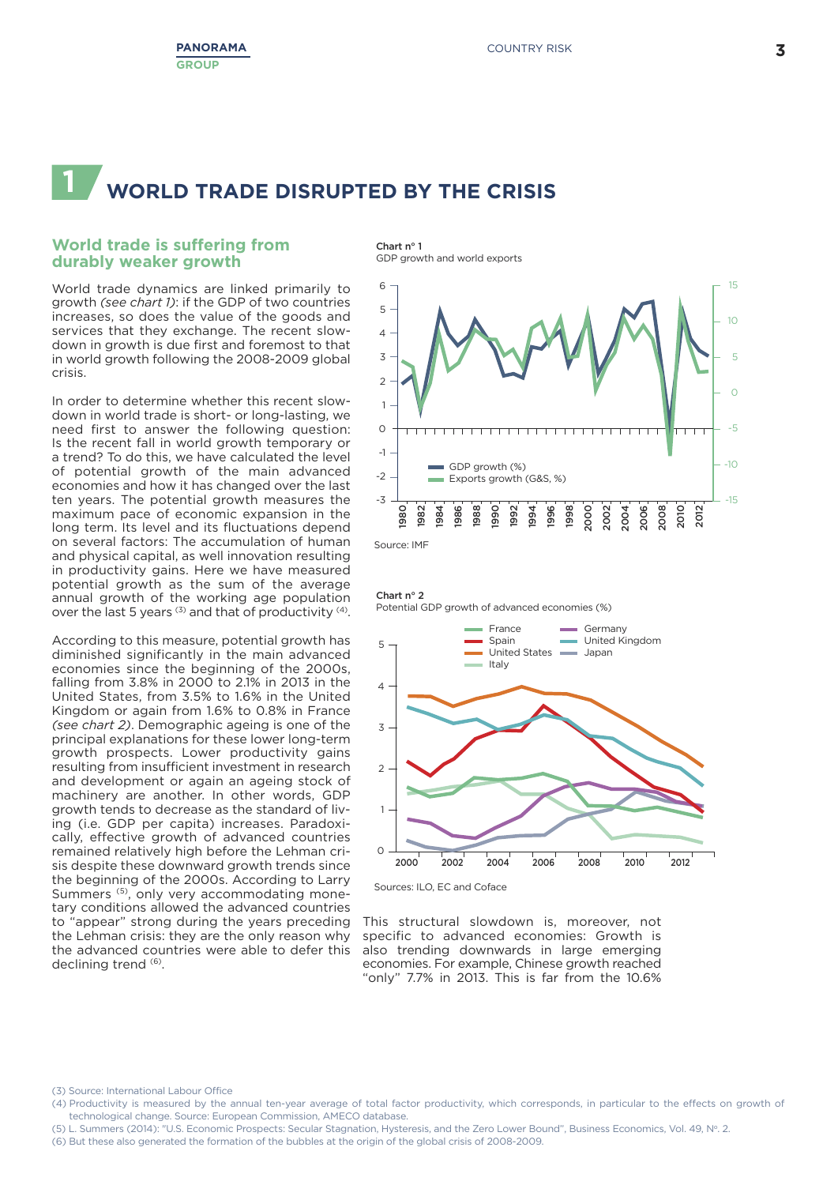# 1 WORLD TRADE DISRUPTED BY THE CRISIS

## World trade is suffering from durably weaker growth

World trade dynamics are linked primarily to growth *(see chart 1)*: if the GDP of two countries increases, so does the value of the goods and services that they exchange. The recent slowdown in growth is due first and foremost to that in world growth following the 2008-2009 global crisis.

In order to determine whether this recent slowdown in world trade is short- or long-lasting, we need first to answer the following question: Is the recent fall in world growth temporary or a trend? To do this, we have calculated the level of potential growth of the main advanced economies and how it has changed over the last ten years. The potential growth measures the maximum pace of economic expansion in the long term. Its level and its fluctuations depend on several factors: The accumulation of human and physical capital, as well innovation resulting in productivity gains. Here we have measured potential growth as the sum of the average annual growth of the working age population over the last 5 years [(3)] and that of productivity [(4)].

According to this measure, potential growth has diminished significantly in the main advanced economies since the beginning of the 2000s, falling from 3.8% in 2000 to 2.1% in 2013 in the United States, from 3.5% to 1.6% in the United Kingdom or again from 1.6% to 0.8% in France *(see chart 2)*. Demographic ageing is one of the principal explanations for these lower long-term growth prospects. Lower productivity gains resulting from insufficient investment in research and development or again an ageing stock of machinery are another. In other words, GDP growth tends to decrease as the standard of living (i.e. GDP per capita) increases. Paradoxically, effective growth of advanced countries remained relatively high before the Lehman crisis despite these downward growth trends since the beginning of the 2000s. According to Larry Summers [(5)], only very accommodating monetary conditions allowed the advanced countries to "appear" strong during the years preceding the Lehman crisis: they are the only reason why the advanced countries were able to defer this declining trend [(6)].

**Chart n° 1**
GDP growth and world exports

Source: IMF

**Chart n° 2**
Potential GDP growth of advanced economies (%)

Sources: ILO, EC and Coface

This structural slowdown is, moreover, not specific to advanced economies: Growth is also trending downwards in large emerging economies. For example, Chinese growth reached "only" 7.7% in 2013. This is far from the 10.6%

(3) Source: International Labour Office
(4) Productivity is measured by the annual ten-year average of total factor productivity, which corresponds, in particular to the effects on growth of technological change. Source: European Commission, AMECO database.
(5) L. Summers (2014): "U.S. Economic Prospects: Secular Stagnation, Hysteresis, and the Zero Lower Bound", Business Economics, Vol. 49, N°. 2.
(6) But these also generated the formation of the bubbles at the origin of the global crisis of 2008-2009.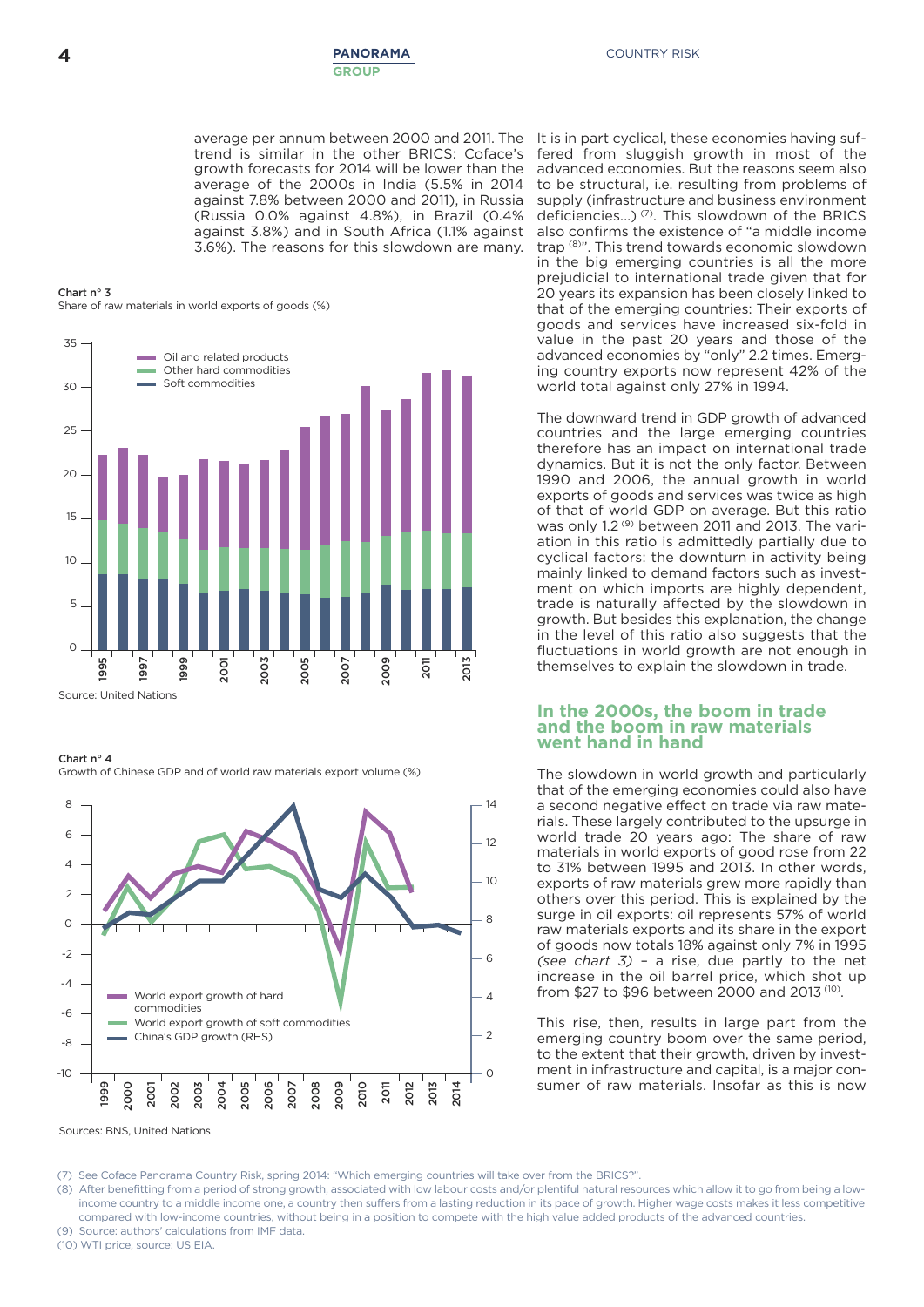average per annum between 2000 and 2011. The trend is similar in the other BRICS: Coface's growth forecasts for 2014 will be lower than the average of the 2000s in India (5.5% in 2014 against 7.8% between 2000 and 2011), in Russia (Russia 0.0% against 4.8%), in Brazil (0.4% against 3.8%) and in South Africa (1.1% against 3.6%). The reasons for this slowdown are many.

**Chart n° 3**
Share of raw materials in world exports of goods (%)

Source: United Nations

**Chart n° 4**
Growth of Chinese GDP and of world raw materials export volume (%)

Sources: BNS, United Nations

It is in part cyclical, these economies having suffered from sluggish growth in most of the advanced economies. But the reasons seem also to be structural, i.e. resulting from problems of supply (infrastructure and business environment deficiencies…) [7]. This slowdown of the BRICS also confirms the existence of "a middle income trap [8]". This trend towards economic slowdown in the big emerging countries is all the more prejudicial to international trade given that for 20 years its expansion has been closely linked to that of the emerging countries: Their exports of goods and services have increased six-fold in value in the past 20 years and those of the advanced economies by "only" 2.2 times. Emerging country exports now represent 42% of the world total against only 27% in 1994.

The downward trend in GDP growth of advanced countries and the large emerging countries therefore has an impact on international trade dynamics. But it is not the only factor. Between 1990 and 2006, the annual growth in world exports of goods and services was twice as high of that of world GDP on average. But this ratio was only 1.2 [9] between 2011 and 2013. The variation in this ratio is admittedly partially due to cyclical factors: the downturn in activity being mainly linked to demand factors such as investment on which imports are highly dependent, trade is naturally affected by the slowdown in growth. But besides this explanation, the change in the level of this ratio also suggests that the fluctuations in world growth are not enough in themselves to explain the slowdown in trade.

## In the 2000s, the boom in trade and the boom in raw materials went hand in hand

The slowdown in world growth and particularly that of the emerging economies could also have a second negative effect on trade via raw materials. These largely contributed to the upsurge in world trade 20 years ago: The share of raw materials in world exports of good rose from 22 to 31% between 1995 and 2013. In other words, exports of raw materials grew more rapidly than others over this period. This is explained by the surge in oil exports: oil represents 57% of world raw materials exports and its share in the export of goods now totals 18% against only 7% in 1995 *(see chart 3)* – a rise, due partly to the net increase in the oil barrel price, which shot up from $27 to $96 between 2000 and 2013 [10].

This rise, then, results in large part from the emerging country boom over the same period, to the extent that their growth, driven by investment in infrastructure and capital, is a major consumer of raw materials. Insofar as this is now

(7) See Coface Panorama Country Risk, spring 2014: "Which emerging countries will take over from the BRICS?".
(8) After benefitting from a period of strong growth, associated with low labour costs and/or plentiful natural resources which allow it to go from being a low-income country to a middle income one, a country then suffers from a lasting reduction in its pace of growth. Higher wage costs makes it less competitive compared with low-income countries, without being in a position to compete with the high value added products of the advanced countries.
(9) Source: authors' calculations from IMF data.
(10) WTI price, source: US EIA.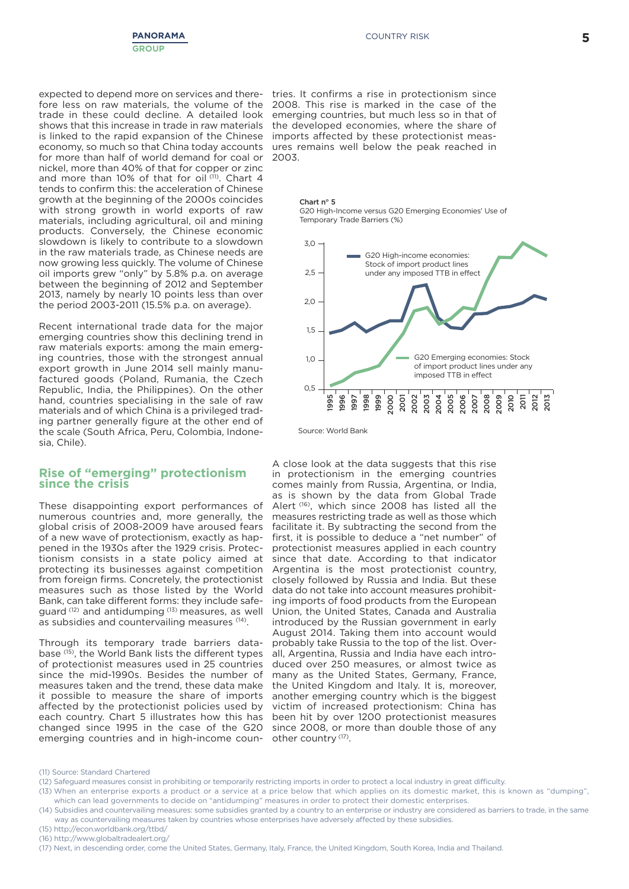expected to depend more on services and therefore less on raw materials, the volume of the trade in these could decline. A detailed look shows that this increase in trade in raw materials is linked to the rapid expansion of the Chinese economy, so much so that China today accounts for more than half of world demand for coal or nickel, more than 40% of that for copper or zinc and more than 10% of that for oil [11]. Chart 4 tends to confirm this: the acceleration of Chinese growth at the beginning of the 2000s coincides with strong growth in world exports of raw materials, including agricultural, oil and mining products. Conversely, the Chinese economic slowdown is likely to contribute to a slowdown in the raw materials trade, as Chinese needs are now growing less quickly. The volume of Chinese oil imports grew "only" by 5.8% p.a. on average between the beginning of 2012 and September 2013, namely by nearly 10 points less than over the period 2003-2011 (15.5% p.a. on average).

Recent international trade data for the major emerging countries show this declining trend in raw materials exports: among the main emerging countries, those with the strongest annual export growth in June 2014 sell mainly manufactured goods (Poland, Rumania, the Czech Republic, India, the Philippines). On the other hand, countries specialising in the sale of raw materials and of which China is a privileged trading partner generally figure at the other end of the scale (South Africa, Peru, Colombia, Indonesia, Chile).

## Rise of "emerging" protectionism since the crisis

These disappointing export performances of numerous countries and, more generally, the global crisis of 2008-2009 have aroused fears of a new wave of protectionism, exactly as happened in the 1930s after the 1929 crisis. Protectionism consists in a state policy aimed at protecting its businesses against competition from foreign firms. Concretely, the protectionist measures such as those listed by the World Bank, can take different forms: they include safeguard [12] and antidumping [13] measures, as well as subsidies and countervailing measures [14].

Through its temporary trade barriers database [15], the World Bank lists the different types of protectionist measures used in 25 countries since the mid-1990s. Besides the number of measures taken and the trend, these data make it possible to measure the share of imports affected by the protectionist policies used by each country. Chart 5 illustrates how this has changed since 1995 in the case of the G20 emerging countries and in high-income countries. It confirms a rise in protectionism since 2008. This rise is marked in the case of the emerging countries, but much less so in that of the developed economies, where the share of imports affected by these protectionist measures remains well below the peak reached in 2003.

**Chart n° 5**
G20 High-Income versus G20 Emerging Economies' Use of Temporary Trade Barriers (%)

Source: World Bank

A close look at the data suggests that this rise in protectionism in the emerging countries comes mainly from Russia, Argentina, or India, as is shown by the data from Global Trade Alert [16], which since 2008 has listed all the measures restricting trade as well as those which facilitate it. By subtracting the second from the first, it is possible to deduce a "net number" of protectionist measures applied in each country since that date. According to that indicator Argentina is the most protectionist country, closely followed by Russia and India. But these data do not take into account measures prohibiting imports of food products from the European Union, the United States, Canada and Australia introduced by the Russian government in early August 2014. Taking them into account would probably take Russia to the top of the list. Overall, Argentina, Russia and India have each introduced over 250 measures, or almost twice as many as the United States, Germany, France, the United Kingdom and Italy. It is, moreover, another emerging country which is the biggest victim of increased protectionism: China has been hit by over 1200 protectionist measures since 2008, or more than double those of any other country [17].

(11) Source: Standard Chartered

(12) Safeguard measures consist in prohibiting or temporarily restricting imports in order to protect a local industry in great difficulty.

(13) When an enterprise exports a product or a service at a price below that which applies on its domestic market, this is known as "dumping", which can lead governments to decide on "antidumping" measures in order to protect their domestic enterprises.

(14) Subsidies and countervailing measures: some subsidies granted by a country to an enterprise or industry are considered as barriers to trade, in the same way as countervailing measures taken by countries whose enterprises have adversely affected by these subsidies.

(15) http://econ.worldbank.org/ttbd/

(16) http://www.globaltradealert.org/

(17) Next, in descending order, come the United States, Germany, Italy, France, the United Kingdom, South Korea, India and Thailand.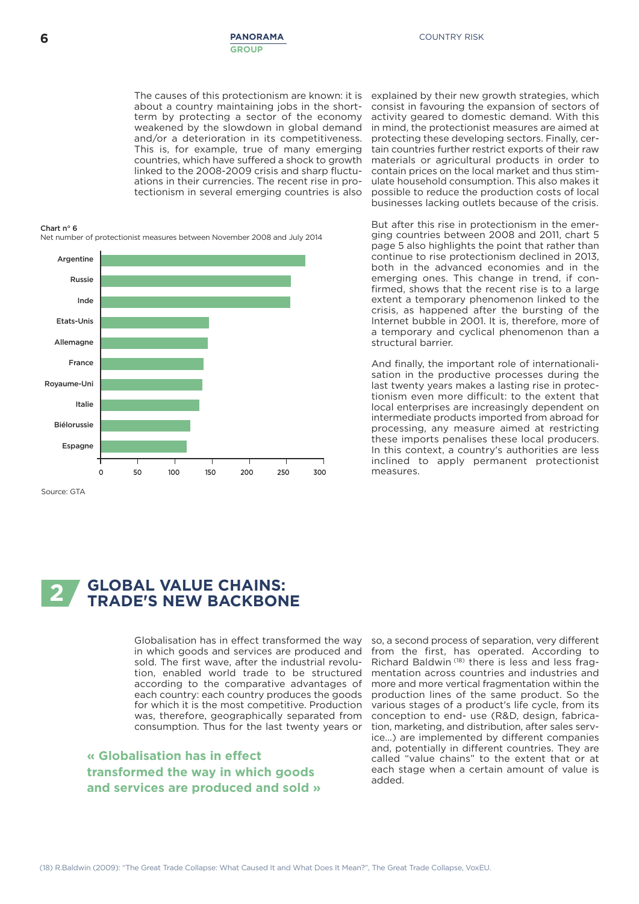The causes of this protectionism are known: it is about a country maintaining jobs in the short-term by protecting a sector of the economy weakened by the slowdown in global demand and/or a deterioration in its competitiveness. This is, for example, true of many emerging countries, which have suffered a shock to growth linked to the 2008-2009 crisis and sharp fluctuations in their currencies. The recent rise in protectionism in several emerging countries is also explained by their new growth strategies, which consist in favouring the expansion of sectors of activity geared to domestic demand. With this in mind, the protectionist measures are aimed at protecting these developing sectors. Finally, certain countries further restrict exports of their raw materials or agricultural products in order to contain prices on the local market and thus stimulate household consumption. This also makes it possible to reduce the production costs of local businesses lacking outlets because of the crisis.

**Chart n° 6**

Net number of protectionist measures between November 2008 and July 2014

| Country | Net number of protectionist measures (approx.) |
|---|---|
| Argentine | 280 |
| Russie | 260 |
| Inde | 260 |
| Etats-Unis | 148 |
| Allemagne | 146 |
| France | 140 |
| Royaume-Uni | 139 |
| Italie | 135 |
| Biélorussie | 122 |
| Espagne | 118 |

Source: GTA

But after this rise in protectionism in the emerging countries between 2008 and 2011, chart 5 page 5 also highlights the point that rather than continue to rise protectionism declined in 2013, both in the advanced economies and in the emerging ones. This change in trend, if confirmed, shows that the recent rise is to a large extent a temporary phenomenon linked to the crisis, as happened after the bursting of the Internet bubble in 2001. It is, therefore, more of a temporary and cyclical phenomenon than a structural barrier.

And finally, the important role of internationalisation in the productive processes during the last twenty years makes a lasting rise in protectionism even more difficult: to the extent that local enterprises are increasingly dependent on intermediate products imported from abroad for processing, any measure aimed at restricting these imports penalises these local producers. In this context, a country's authorities are less inclined to apply permanent protectionist measures.

## 2 GLOBAL VALUE CHAINS: TRADE'S NEW BACKBONE

Globalisation has in effect transformed the way in which goods and services are produced and sold. The first wave, after the industrial revolution, enabled world trade to be structured according to the comparative advantages of each country: each country produces the goods for which it is the most competitive. Production was, therefore, geographically separated from consumption. Thus for the last twenty years or so, a second process of separation, very different from the first, has operated. According to Richard Baldwin [18] there is less and less fragmentation across countries and industries and more and more vertical fragmentation within the production lines of the same product. So the various stages of a product's life cycle, from its conception to end- use (R&D, design, fabrication, marketing, and distribution, after sales service...) are implemented by different companies and, potentially in different countries. They are called "value chains" to the extent that or at each stage when a certain amount of value is added.

**« Globalisation has in effect transformed the way in which goods and services are produced and sold »**

(18) R.Baldwin (2009): "The Great Trade Collapse: What Caused It and What Does It Mean?", The Great Trade Collapse, VoxEU.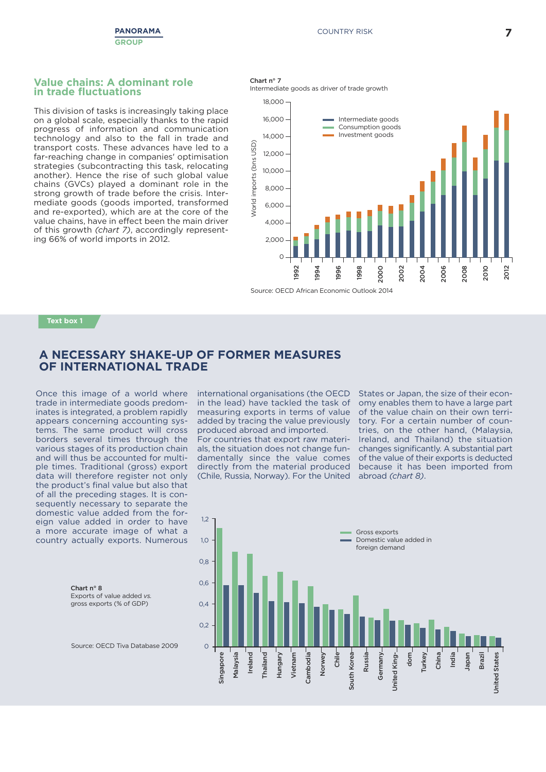## Value chains: A dominant role in trade fluctuations

This division of tasks is increasingly taking place on a global scale, especially thanks to the rapid progress of information and communication technology and also to the fall in trade and transport costs. These advances have led to a far-reaching change in companies' optimisation strategies (subcontracting this task, relocating another). Hence the rise of such global value chains (GVCs) played a dominant role in the strong growth of trade before the crisis. Intermediate goods (goods imported, transformed and re-exported), which are at the core of the value chains, have in effect been the main driver of this growth *(chart 7)*, accordingly representing 66% of world imports in 2012.

**Chart n° 7**
Intermediate goods as driver of trade growth

Source: OECD African Economic Outlook 2014

**Text box 1**

## A NECESSARY SHAKE-UP OF FORMER MEASURES OF INTERNATIONAL TRADE

Once this image of a world where trade in intermediate goods predominates is integrated, a problem rapidly appears concerning accounting systems. The same product will cross borders several times through the various stages of its production chain and will thus be accounted for multiple times. Traditional (gross) export data will therefore register not only the product's final value but also that of all the preceding stages. It is consequently necessary to separate the domestic value added from the foreign value added in order to have a more accurate image of what a country actually exports. Numerous international organisations (the OECD in the lead) have tackled the task of measuring exports in terms of value added by tracing the value previously produced abroad and imported.

For countries that export raw materials, the situation does not change fundamentally since the value comes directly from the material produced (Chile, Russia, Norway). For the United States or Japan, the size of their economy enables them to have a large part of the value chain on their own territory. For a certain number of countries, on the other hand, (Malaysia, Ireland, and Thailand) the situation changes significantly. A substantial part of the value of their exports is deducted because it has been imported from abroad *(chart 8)*.

**Chart n° 8**
Exports of value added *vs.* gross exports (% of GDP)

Source: OECD Tiva Database 2009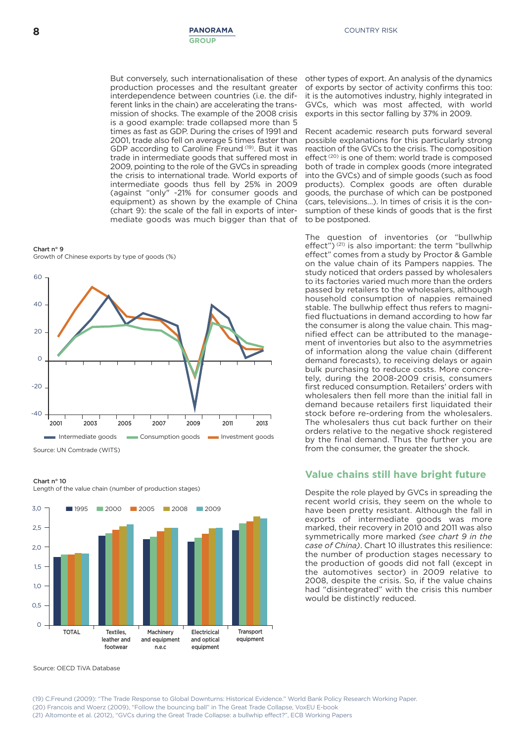But conversely, such internationalisation of these production processes and the resultant greater interdependence between countries (i.e. the different links in the chain) are accelerating the transmission of shocks. The example of the 2008 crisis is a good example: trade collapsed more than 5 times as fast as GDP. During the crises of 1991 and 2001, trade also fell on average 5 times faster than GDP according to Caroline Freund [19]. But it was trade in intermediate goods that suffered most in 2009, pointing to the role of the GVCs in spreading the crisis to international trade. World exports of intermediate goods thus fell by 25% in 2009 (against "only" -21% for consumer goods and equipment) as shown by the example of China (chart 9): the scale of the fall in exports of intermediate goods was much bigger than that of other types of export. An analysis of the dynamics of exports by sector of activity confirms this too: it is the automotives industry, highly integrated in GVCs, which was most affected, with world exports in this sector falling by 37% in 2009.

Recent academic research puts forward several possible explanations for this particularly strong reaction of the GVCs to the crisis. The composition effect [20] is one of them: world trade is composed both of trade in complex goods (more integrated into the GVCs) and of simple goods (such as food products). Complex goods are often durable goods, the purchase of which can be postponed (cars, televisions…). In times of crisis it is the consumption of these kinds of goods that is the first to be postponed.

The question of inventories (or "bullwhip effect") [21] is also important: the term "bullwhip effect" comes from a study by Proctor & Gamble on the value chain of its Pampers nappies. The study noticed that orders passed by wholesalers to its factories varied much more than the orders passed by retailers to the wholesalers, although household consumption of nappies remained stable. The bullwhip effect thus refers to magnified fluctuations in demand according to how far the consumer is along the value chain. This magnified effect can be attributed to the management of inventories but also to the asymmetries of information along the value chain (different demand forecasts), to receiving delays or again bulk purchasing to reduce costs. More concretely, during the 2008-2009 crisis, consumers first reduced consumption. Retailers' orders with wholesalers then fell more than the initial fall in demand because retailers first liquidated their stock before re-ordering from the wholesalers. The wholesalers thus cut back further on their orders relative to the negative shock registered by the final demand. Thus the further you are from the consumer, the greater the shock.

**Chart n° 9**
Growth of Chinese exports by type of goods (%)

Source: UN Comtrade (WITS)

**Chart n° 10**
Length of the value chain (number of production stages)

Source: OECD TiVA Database

## Value chains still have bright future

Despite the role played by GVCs in spreading the recent world crisis, they seem on the whole to have been pretty resistant. Although the fall in exports of intermediate goods was more marked, their recovery in 2010 and 2011 was also symmetrically more marked *(see chart 9 in the case of China)*. Chart 10 illustrates this resilience: the number of production stages necessary to the production of goods did not fall (except in the automotives sector) in 2009 relative to 2008, despite the crisis. So, if the value chains had "disintegrated" with the crisis this number would be distinctly reduced.

(19) C.Freund (2009): "The Trade Response to Global Downturns: Historical Evidence." World Bank Policy Research Working Paper.
(20) Francois and Woerz (2009), "Follow the bouncing ball" in The Great Trade Collapse, VoxEU E-book
(21) Altomonte et al. (2012), "GVCs during the Great Trade Collapse: a bullwhip effect?", ECB Working Papers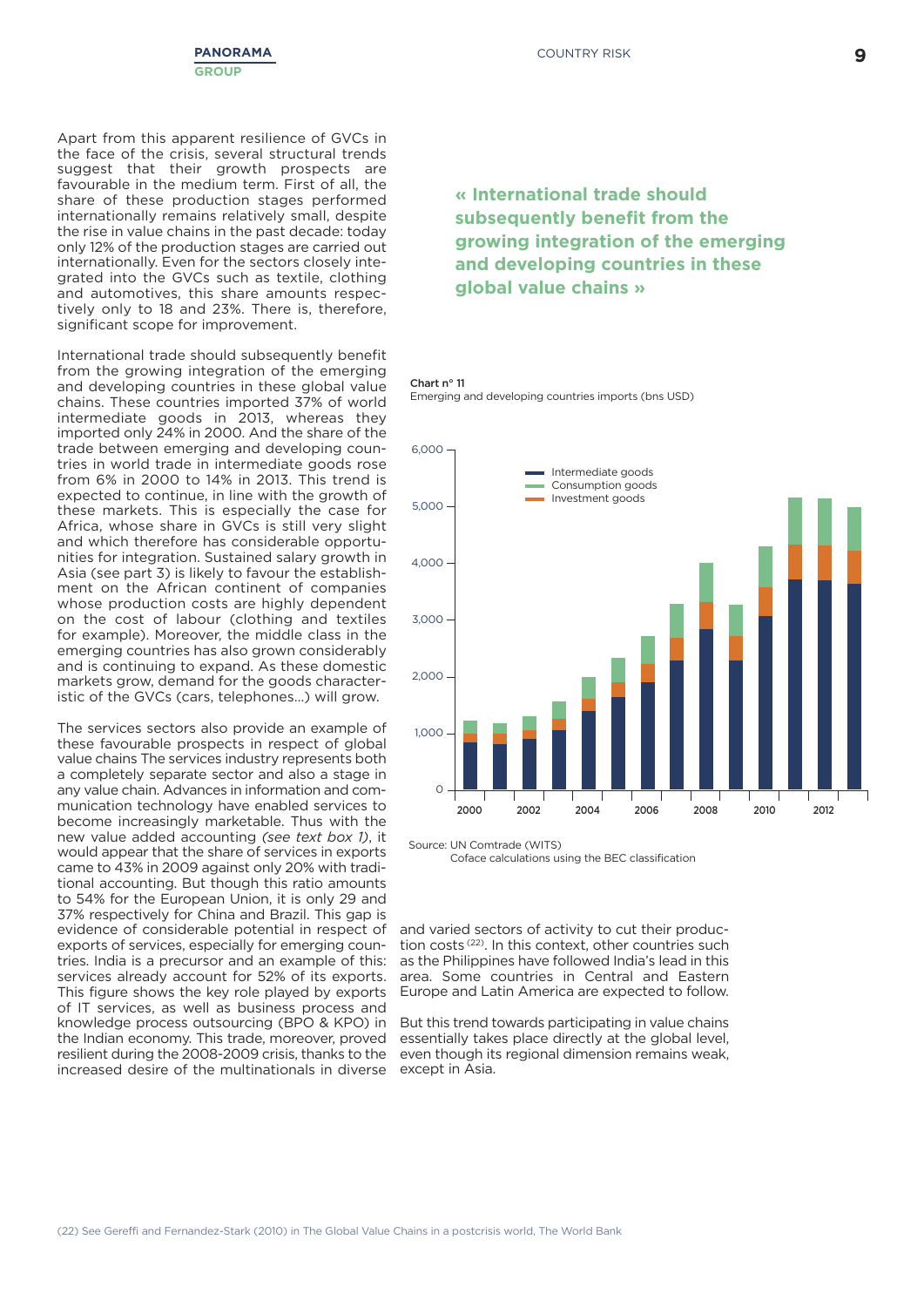Apart from this apparent resilience of GVCs in the face of the crisis, several structural trends suggest that their growth prospects are favourable in the medium term. First of all, the share of these production stages performed internationally remains relatively small, despite the rise in value chains in the past decade: today only 12% of the production stages are carried out internationally. Even for the sectors closely integrated into the GVCs such as textile, clothing and automotives, this share amounts respectively only to 18 and 23%. There is, therefore, significant scope for improvement.

International trade should subsequently benefit from the growing integration of the emerging and developing countries in these global value chains. These countries imported 37% of world intermediate goods in 2013, whereas they imported only 24% in 2000. And the share of the trade between emerging and developing countries in world trade in intermediate goods rose from 6% in 2000 to 14% in 2013. This trend is expected to continue, in line with the growth of these markets. This is especially the case for Africa, whose share in GVCs is still very slight and which therefore has considerable opportunities for integration. Sustained salary growth in Asia (see part 3) is likely to favour the establishment on the African continent of companies whose production costs are highly dependent on the cost of labour (clothing and textiles for example). Moreover, the middle class in the emerging countries has also grown considerably and is continuing to expand. As these domestic markets grow, demand for the goods characteristic of the GVCs (cars, telephones...) will grow.

**« International trade should subsequently benefit from the growing integration of the emerging and developing countries in these global value chains »**

Chart n° 11
Emerging and developing countries imports (bns USD)

Source: UN Comtrade (WITS)
Coface calculations using the BEC classification

The services sectors also provide an example of these favourable prospects in respect of global value chains The services industry represents both a completely separate sector and also a stage in any value chain. Advances in information and communication technology have enabled services to become increasingly marketable. Thus with the new value added accounting *(see text box 1)*, it would appear that the share of services in exports came to 43% in 2009 against only 20% with traditional accounting. But though this ratio amounts to 54% for the European Union, it is only 29 and 37% respectively for China and Brazil. This gap is evidence of considerable potential in respect of exports of services, especially for emerging countries. India is a precursor and an example of this: services already account for 52% of its exports. This figure shows the key role played by exports of IT services, as well as business process and knowledge process outsourcing (BPO & KPO) in the Indian economy. This trade, moreover, proved resilient during the 2008-2009 crisis, thanks to the increased desire of the multinationals in diverse and varied sectors of activity to cut their production costs [22]. In this context, other countries such as the Philippines have followed India's lead in this area. Some countries in Central and Eastern Europe and Latin America are expected to follow.

But this trend towards participating in value chains essentially takes place directly at the global level, even though its regional dimension remains weak, except in Asia.

(22) See Gereffi and Fernandez-Stark (2010) in The Global Value Chains in a postcrisis world, The World Bank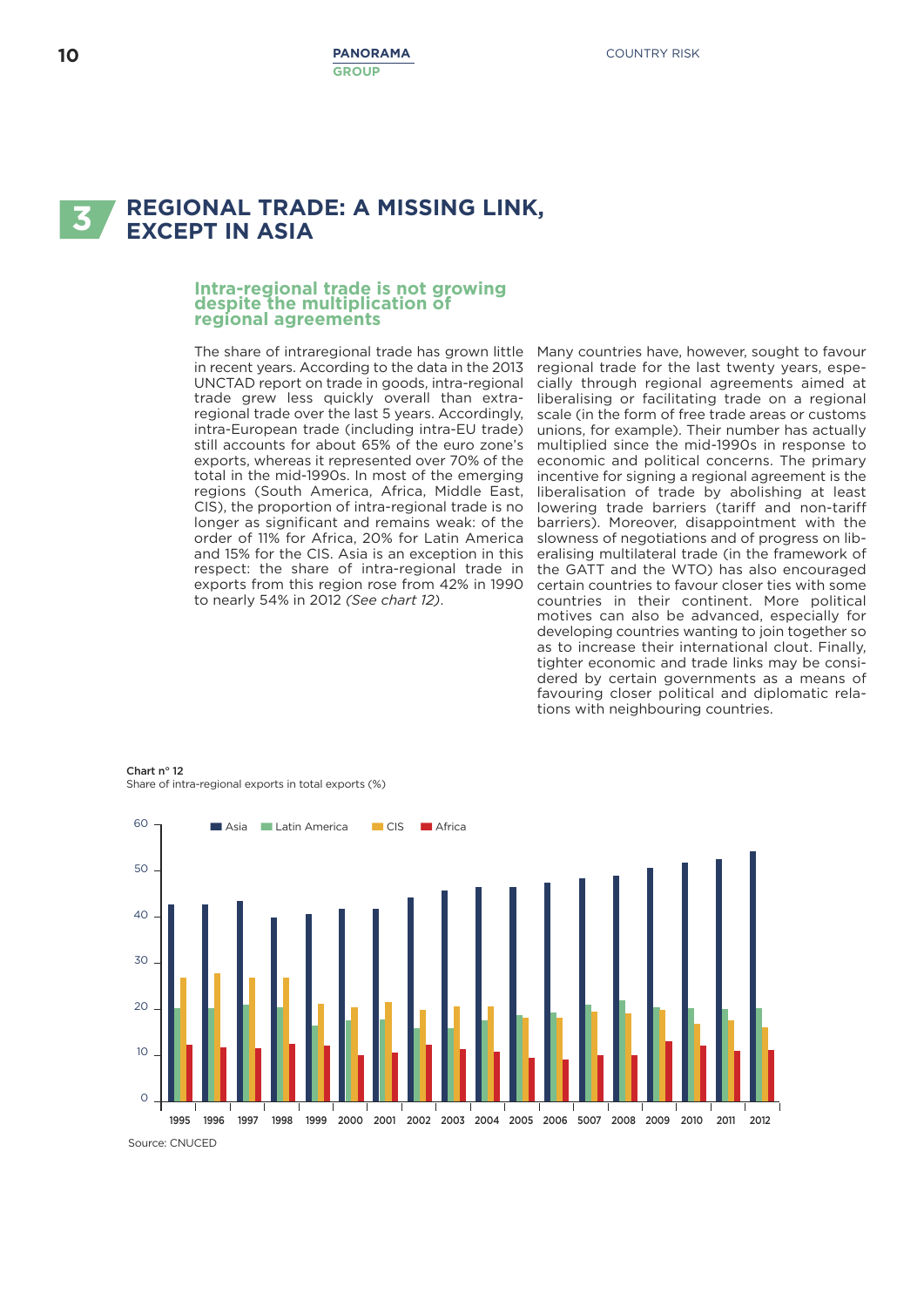# 3 REGIONAL TRADE: A MISSING LINK, EXCEPT IN ASIA

## Intra-regional trade is not growing despite the multiplication of regional agreements

The share of intraregional trade has grown little in recent years. According to the data in the 2013 UNCTAD report on trade in goods, intra-regional trade grew less quickly overall than extra-regional trade over the last 5 years. Accordingly, intra-European trade (including intra-EU trade) still accounts for about 65% of the euro zone's exports, whereas it represented over 70% of the total in the mid-1990s. In most of the emerging regions (South America, Africa, Middle East, CIS), the proportion of intra-regional trade is no longer as significant and remains weak: of the order of 11% for Africa, 20% for Latin America and 15% for the CIS. Asia is an exception in this respect: the share of intra-regional trade in exports from this region rose from 42% in 1990 to nearly 54% in 2012 *(See chart 12)*.

Many countries have, however, sought to favour regional trade for the last twenty years, especially through regional agreements aimed at liberalising or facilitating trade on a regional scale (in the form of free trade areas or customs unions, for example). Their number has actually multiplied since the mid-1990s in response to economic and political concerns. The primary incentive for signing a regional agreement is the liberalisation of trade by abolishing at least lowering trade barriers (tariff and non-tariff barriers). Moreover, disappointment with the slowness of negotiations and of progress on liberalising multilateral trade (in the framework of the GATT and the WTO) has also encouraged certain countries to favour closer ties with some countries in their continent. More political motives can also be advanced, especially for developing countries wanting to join together so as to increase their international clout. Finally, tighter economic and trade links may be considered by certain governments as a means of favouring closer political and diplomatic relations with neighbouring countries.

**Chart n° 12**
Share of intra-regional exports in total exports (%)

Source: CNUCED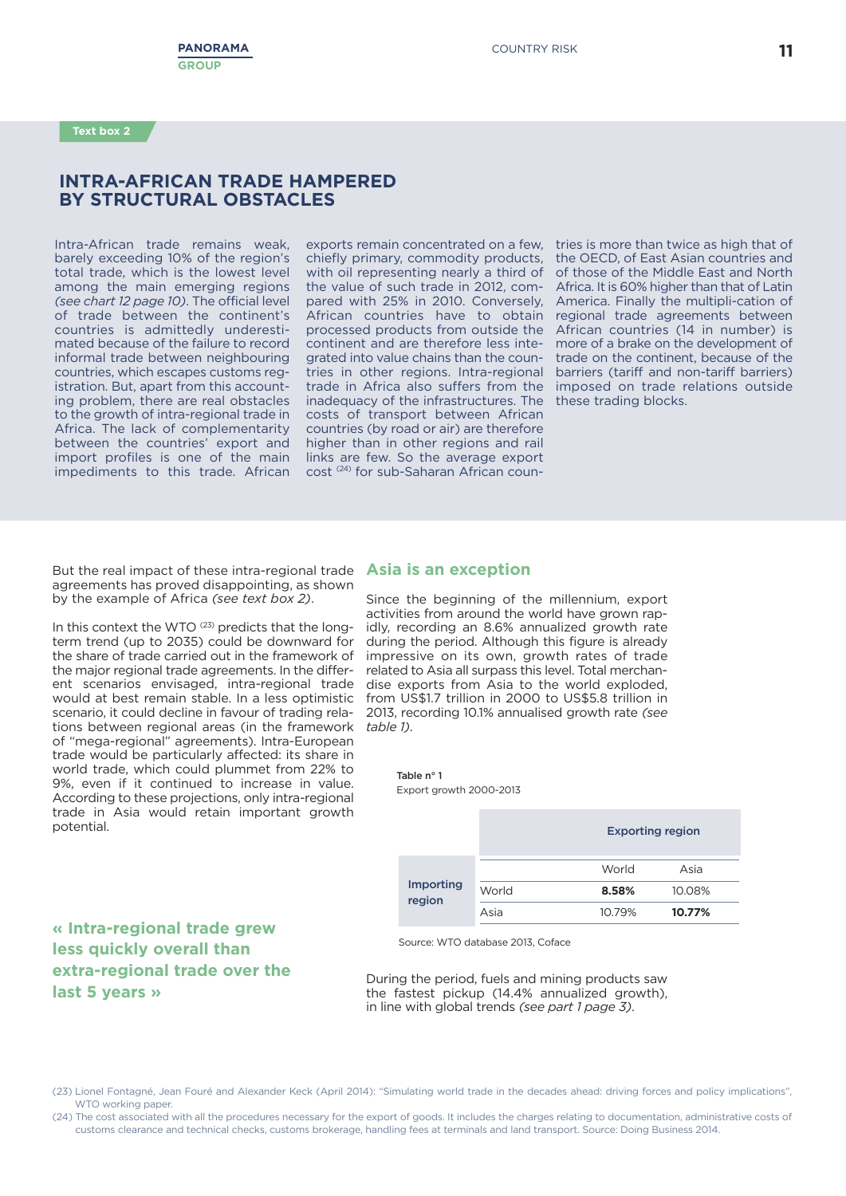Text box 2

## INTRA-AFRICAN TRADE HAMPERED BY STRUCTURAL OBSTACLES

Intra-African trade remains weak, barely exceeding 10% of the region's total trade, which is the lowest level among the main emerging regions *(see chart 12 page 10)*. The official level of trade between the continent's countries is admittedly underestimated because of the failure to record informal trade between neighbouring countries, which escapes customs registration. But, apart from this accounting problem, there are real obstacles to the growth of intra-regional trade in Africa. The lack of complementarity between the countries' export and import profiles is one of the main impediments to this trade. African exports remain concentrated on a few, chiefly primary, commodity products, with oil representing nearly a third of the value of such trade in 2012, compared with 25% in 2010. Conversely, African countries have to obtain processed products from outside the continent and are therefore less integrated into value chains than the countries in other regions. Intra-regional trade in Africa also suffers from the inadequacy of the infrastructures. The costs of transport between African countries (by road or air) are therefore higher than in other regions and rail links are few. So the average export cost [24] for sub-Saharan African countries is more than twice as high that of the OECD, of East Asian countries and of those of the Middle East and North Africa. It is 60% higher than that of Latin America. Finally the multipli-cation of regional trade agreements between African countries (14 in number) is more of a brake on the development of trade on the continent, because of the barriers (tariff and non-tariff barriers) imposed on trade relations outside these trading blocks.

But the real impact of these intra-regional trade agreements has proved disappointing, as shown by the example of Africa *(see text box 2)*.

In this context the WTO [23] predicts that the long-term trend (up to 2035) could be downward for the share of trade carried out in the framework of the major regional trade agreements. In the different scenarios envisaged, intra-regional trade would at best remain stable. In a less optimistic scenario, it could decline in favour of trading relations between regional areas (in the framework of "mega-regional" agreements). Intra-European trade would be particularly affected: its share in world trade, which could plummet from 22% to 9%, even if it continued to increase in value. According to these projections, only intra-regional trade in Asia would retain important growth potential.

**« Intra-regional trade grew less quickly overall than extra-regional trade over the last 5 years »**

### Asia is an exception

Since the beginning of the millennium, export activities from around the world have grown rapidly, recording an 8.6% annualized growth rate during the period. Although this figure is already impressive on its own, growth rates of trade related to Asia all surpass this level. Total merchandise exports from Asia to the world exploded, from US$1.7 trillion in 2000 to US$5.8 trillion in 2013, recording 10.1% annualised growth rate *(see table 1)*.

Table n° 1
Export growth 2000-2013

| | | Exporting region | |
|---|---|---|---|
| | | World | Asia |
| Importing region | World | **8.58%** | 10.08% |
| | Asia | 10.79% | **10.77%** |

Source: WTO database 2013, Coface

During the period, fuels and mining products saw the fastest pickup (14.4% annualized growth), in line with global trends *(see part 1 page 3)*.

(23) Lionel Fontagné, Jean Fouré and Alexander Keck (April 2014): "Simulating world trade in the decades ahead: driving forces and policy implications", WTO working paper.

(24) The cost associated with all the procedures necessary for the export of goods. It includes the charges relating to documentation, administrative costs of customs clearance and technical checks, customs brokerage, handling fees at terminals and land transport. Source: Doing Business 2014.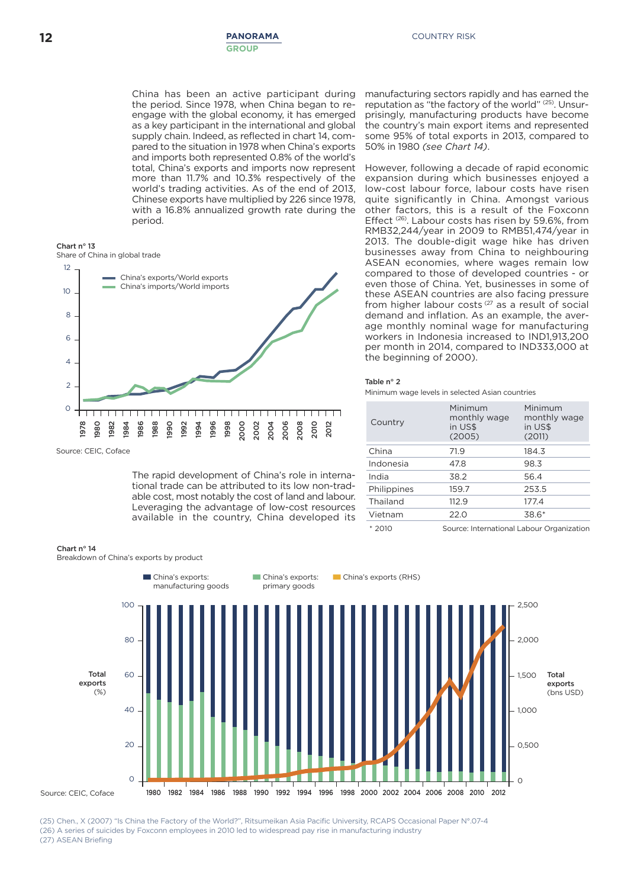China has been an active participant during the period. Since 1978, when China began to re-engage with the global economy, it has emerged as a key participant in the international and global supply chain. Indeed, as reflected in chart 14, compared to the situation in 1978 when China's exports and imports both represented 0.8% of the world's total, China's exports and imports now represent more than 11.7% and 10.3% respectively of the world's trading activities. As of the end of 2013, Chinese exports have multiplied by 226 since 1978, with a 16.8% annualized growth rate during the period.

**Chart n° 13**
Share of China in global trade

Source: CEIC, Coface

The rapid development of China's role in international trade can be attributed to its low non-tradable cost, most notably the cost of land and labour. Leveraging the advantage of low-cost resources available in the country, China developed its manufacturing sectors rapidly and has earned the reputation as "the factory of the world" [25]. Unsurprisingly, manufacturing products have become the country's main export items and represented some 95% of total exports in 2013, compared to 50% in 1980 *(see Chart 14)*.

However, following a decade of rapid economic expansion during which businesses enjoyed a low-cost labour force, labour costs have risen quite significantly in China. Amongst various other factors, this is a result of the Foxconn Effect [26]. Labour costs has risen by 59.6%, from RMB32,244/year in 2009 to RMB51,474/year in 2013. The double-digit wage hike has driven businesses away from China to neighbouring ASEAN economies, where wages remain low compared to those of developed countries - or even those of China. Yet, some of these ASEAN countries are also facing pressure from higher labour costs [27] as a result of social demand and inflation. As an example, the average monthly nominal wage for manufacturing workers in Indonesia increased to IND1,913,200 per month in 2014, compared to IND333,000 at the beginning of 2000).

**Table n° 2**
Minimum wage levels in selected Asian countries

| Country | Minimum monthly wage in US$ (2005) | Minimum monthly wage in US$ (2011) |
|---|---|---|
| China | 71.9 | 184.3 |
| Indonesia | 47.8 | 98.3 |
| India | 38.2 | 56.4 |
| Philippines | 159.7 | 253.5 |
| Thailand | 112.9 | 177.4 |
| Vietnam | 22.0 | 38.6* |

\* 2010 Source: International Labour Organization

**Chart n° 14**
Breakdown of China's exports by product

Source: CEIC, Coface

(25) Chen., X (2007) "Is China the Factory of the World?", Ritsumeikan Asia Pacific University, RCAPS Occasional Paper N°.07-4
(26) A series of suicides by Foxconn employees in 2010 led to widespread pay rise in manufacturing industry
(27) ASEAN Briefing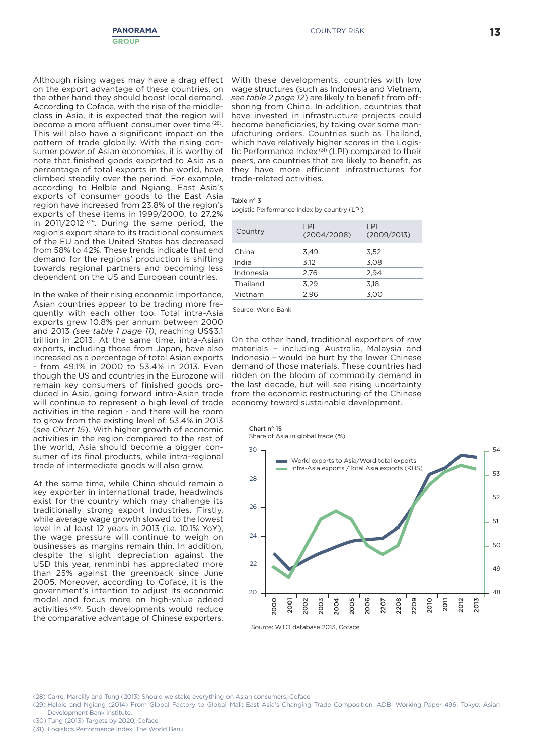Although rising wages may have a drag effect on the export advantage of these countries, on the other hand they should boost local demand. According to Coface, with the rise of the middle-class in Asia, it is expected that the region will become a more affluent consumer over time [28]. This will also have a significant impact on the pattern of trade globally. With the rising consumer power of Asian economies, it is worthy of note that finished goods exported to Asia as a percentage of total exports in the world, have climbed steadily over the period. For example, according to Helble and Ngiang, East Asia's exports of consumer goods to the East Asia region have increased from 23.8% of the region's exports of these items in 1999/2000, to 27.2% in 2011/2012 [29]. During the same period, the region's export share to its traditional consumers of the EU and the United States has decreased from 58% to 42%. These trends indicate that end demand for the regions' production is shifting towards regional partners and becoming less dependent on the US and European countries.

In the wake of their rising economic importance, Asian countries appear to be trading more frequently with each other too. Total intra-Asia exports grew 10.8% per annum between 2000 and 2013 *(see table 1 page 11)*, reaching US$3.1 trillion in 2013. At the same time, intra-Asian exports, including those from Japan, have also increased as a percentage of total Asian exports - from 49.1% in 2000 to 53.4% in 2013. Even though the US and countries in the Eurozone will remain key consumers of finished goods produced in Asia, going forward intra-Asian trade will continue to represent a high level of trade activities in the region - and there will be room to grow from the existing level of. 53.4% in 2013 (*see Chart 15*). With higher growth of economic activities in the region compared to the rest of the world, Asia should become a bigger consumer of its final products, while intra-regional trade of intermediate goods will also grow.

At the same time, while China should remain a key exporter in international trade, headwinds exist for the country which may challenge its traditionally strong export industries. Firstly, while average wage growth slowed to the lowest level in at least 12 years in 2013 (i.e. 10.1% YoY), the wage pressure will continue to weigh on businesses as margins remain thin. In addition, despite the slight depreciation against the USD this year, renminbi has appreciated more than 25% against the greenback since June 2005. Moreover, according to Coface, it is the government's intention to adjust its economic model and focus more on high-value added activities [30]. Such developments would reduce the comparative advantage of Chinese exporters.

With these developments, countries with low wage structures (such as Indonesia and Vietnam, *see table 2 page 12*) are likely to benefit from off-shoring from China. In addition, countries that have invested in infrastructure projects could become beneficiaries, by taking over some manufacturing orders. Countries such as Thailand, which have relatively higher scores in the Logistic Performance Index [31] (LPI) compared to their peers, are countries that are likely to benefit, as they have more efficient infrastructures for trade-related activities.

**Table n° 3**
Logistic Performance Index by country (LPI)

| Country | LPI (2004/2008) | LPI (2009/2013) |
|---|---|---|
| China | 3,49 | 3,52 |
| India | 3,12 | 3,08 |
| Indonesia | 2,76 | 2,94 |
| Thailand | 3,29 | 3,18 |
| Vietnam | 2,96 | 3,00 |

Source: World Bank

On the other hand, traditional exporters of raw materials – including Australia, Malaysia and Indonesia – would be hurt by the lower Chinese demand of those materials. These countries had ridden on the bloom of commodity demand in the last decade, but will see rising uncertainty from the economic restructuring of the Chinese economy toward sustainable development.

**Chart n° 15**
Share of Asia in global trade (%)

Source: WTO database 2013, Coface

(28) Carre, Marcilly and Tung (2013) Should we stake everything on Asian consumers, Coface
(29) Helble and Ngiang (2014) From Global Factory to Global Mall: East Asia's Changing Trade Composition. ADBI Working Paper 496. Tokyo: Asian Development Bank Institute.
(30) Tung (2013) Targets by 2020, Coface
(31) Logistics Performance Index, The World Bank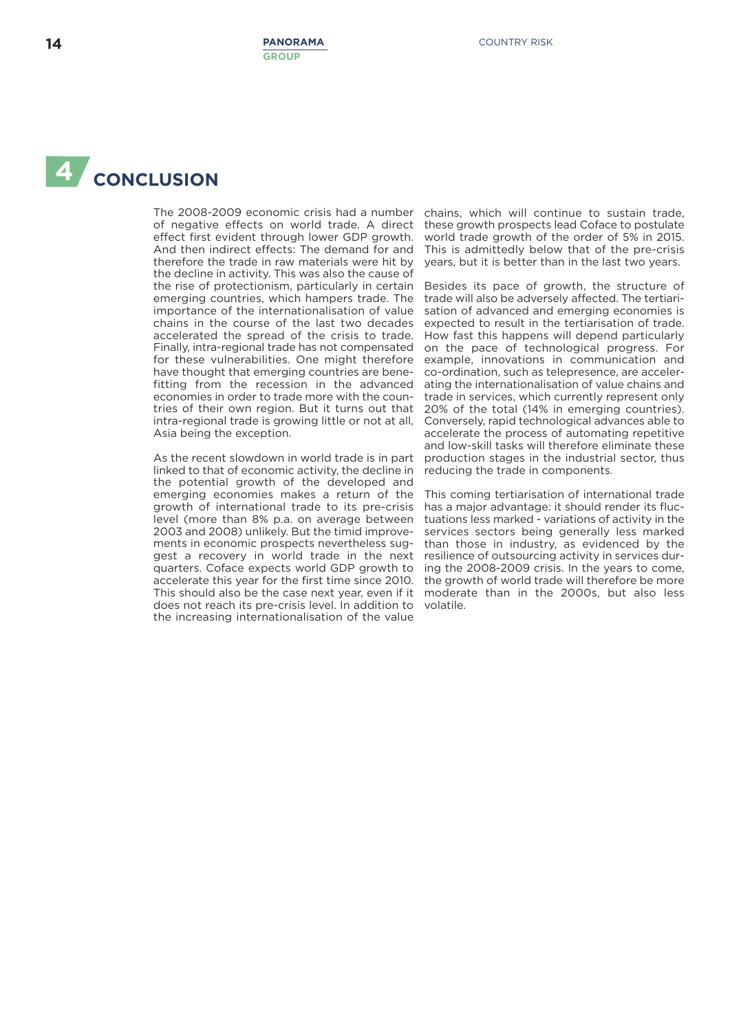# 4 CONCLUSION

The 2008-2009 economic crisis had a number of negative effects on world trade. A direct effect first evident through lower GDP growth. And then indirect effects: The demand for and therefore the trade in raw materials were hit by the decline in activity. This was also the cause of the rise of protectionism, particularly in certain emerging countries, which hampers trade. The importance of the internationalisation of value chains in the course of the last two decades accelerated the spread of the crisis to trade. Finally, intra-regional trade has not compensated for these vulnerabilities. One might therefore have thought that emerging countries are benefitting from the recession in the advanced economies in order to trade more with the countries of their own region. But it turns out that intra-regional trade is growing little or not at all, Asia being the exception.

As the recent slowdown in world trade is in part linked to that of economic activity, the decline in the potential growth of the developed and emerging economies makes a return of the growth of international trade to its pre-crisis level (more than 8% p.a. on average between 2003 and 2008) unlikely. But the timid improvements in economic prospects nevertheless suggest a recovery in world trade in the next quarters. Coface expects world GDP growth to accelerate this year for the first time since 2010. This should also be the case next year, even if it does not reach its pre-crisis level. In addition to the increasing internationalisation of the value chains, which will continue to sustain trade, these growth prospects lead Coface to postulate world trade growth of the order of 5% in 2015. This is admittedly below that of the pre-crisis years, but it is better than in the last two years.

Besides its pace of growth, the structure of trade will also be adversely affected. The tertiarisation of advanced and emerging economies is expected to result in the tertiarisation of trade. How fast this happens will depend particularly on the pace of technological progress. For example, innovations in communication and co-ordination, such as telepresence, are accelerating the internationalisation of value chains and trade in services, which currently represent only 20% of the total (14% in emerging countries). Conversely, rapid technological advances able to accelerate the process of automating repetitive and low-skill tasks will therefore eliminate these production stages in the industrial sector, thus reducing the trade in components.

This coming tertiarisation of international trade has a major advantage: it should render its fluctuations less marked - variations of activity in the services sectors being generally less marked than those in industry, as evidenced by the resilience of outsourcing activity in services during the 2008-2009 crisis. In the years to come, the growth of world trade will therefore be more moderate than in the 2000s, but also less volatile.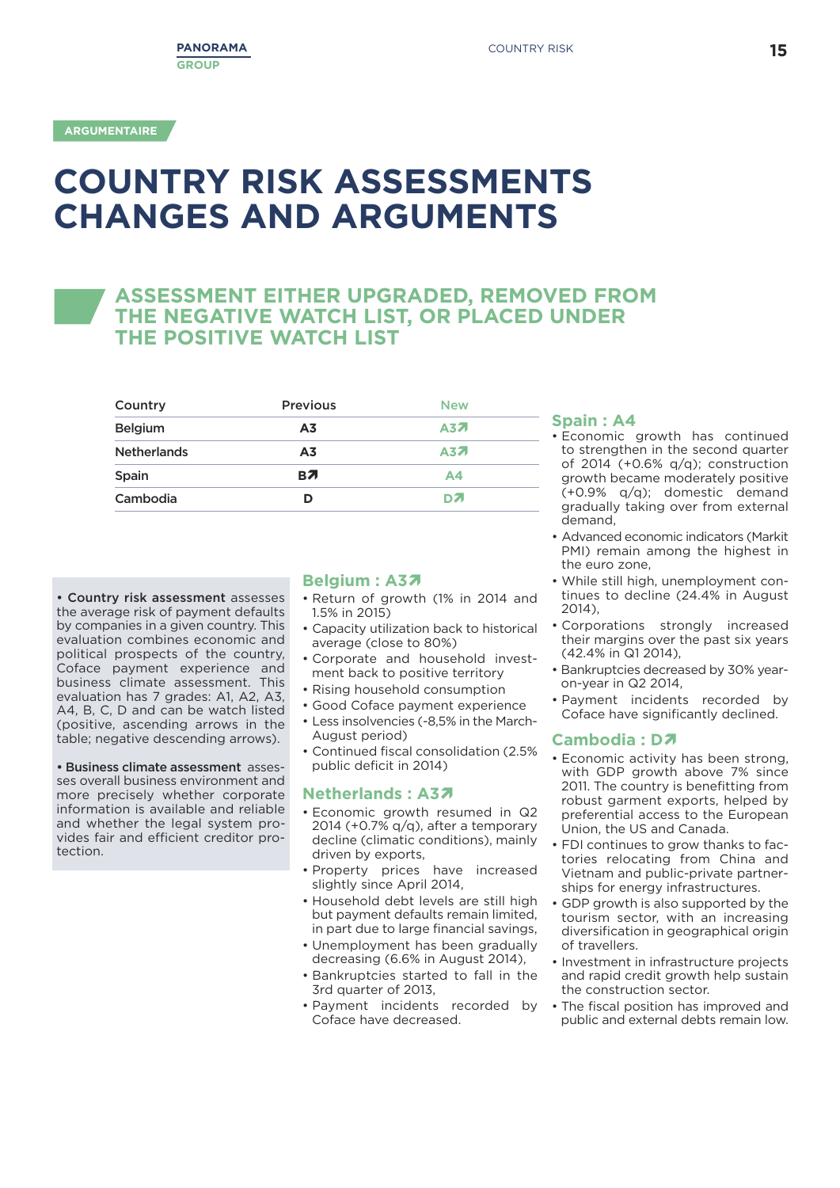ARGUMENTAIRE

# COUNTRY RISK ASSESSMENTS CHANGES AND ARGUMENTS

## ASSESSMENT EITHER UPGRADED, REMOVED FROM THE NEGATIVE WATCH LIST, OR PLACED UNDER THE POSITIVE WATCH LIST

| Country | Previous | New |
|---|---|---|
| Belgium | A3 | A3↗ |
| Netherlands | A3 | A3↗ |
| Spain | B↗ | A4 |
| Cambodia | D | D↗ |

• **Country risk assessment** assesses the average risk of payment defaults by companies in a given country. This evaluation combines economic and political prospects of the country, Coface payment experience and business climate assessment. This evaluation has 7 grades: A1, A2, A3, A4, B, C, D and can be watch listed (positive, ascending arrows in the table; negative descending arrows).

• **Business climate assessment** assesses overall business environment and more precisely whether corporate information is available and reliable and whether the legal system provides fair and efficient creditor protection.

### Belgium : A3↗

- Return of growth (1% in 2014 and 1.5% in 2015)
- Capacity utilization back to historical average (close to 80%)
- Corporate and household investment back to positive territory
- Rising household consumption
- Good Coface payment experience
- Less insolvencies (-8,5% in the March-August period)
- Continued fiscal consolidation (2.5% public deficit in 2014)

### Netherlands : A3↗

- Economic growth resumed in Q2 2014 (+0.7% q/q), after a temporary decline (climatic conditions), mainly driven by exports,
- Property prices have increased slightly since April 2014,
- Household debt levels are still high but payment defaults remain limited, in part due to large financial savings,
- Unemployment has been gradually decreasing (6.6% in August 2014),
- Bankruptcies started to fall in the 3rd quarter of 2013,
- Payment incidents recorded by Coface have decreased.

### Spain : A4

- Economic growth has continued to strengthen in the second quarter of 2014 (+0.6% q/q); construction growth became moderately positive (+0.9% q/q); domestic demand gradually taking over from external demand,
- Advanced economic indicators (Markit PMI) remain among the highest in the euro zone,
- While still high, unemployment continues to decline (24.4% in August 2014),
- Corporations strongly increased their margins over the past six years (42.4% in Q1 2014),
- Bankruptcies decreased by 30% year-on-year in Q2 2014,
- Payment incidents recorded by Coface have significantly declined.

### Cambodia : D↗

- Economic activity has been strong, with GDP growth above 7% since 2011. The country is benefitting from robust garment exports, helped by preferential access to the European Union, the US and Canada.
- FDI continues to grow thanks to factories relocating from China and Vietnam and public-private partnerships for energy infrastructures.
- GDP growth is also supported by the tourism sector, with an increasing diversification in geographical origin of travellers.
- Investment in infrastructure projects and rapid credit growth help sustain the construction sector.
- The fiscal position has improved and public and external debts remain low.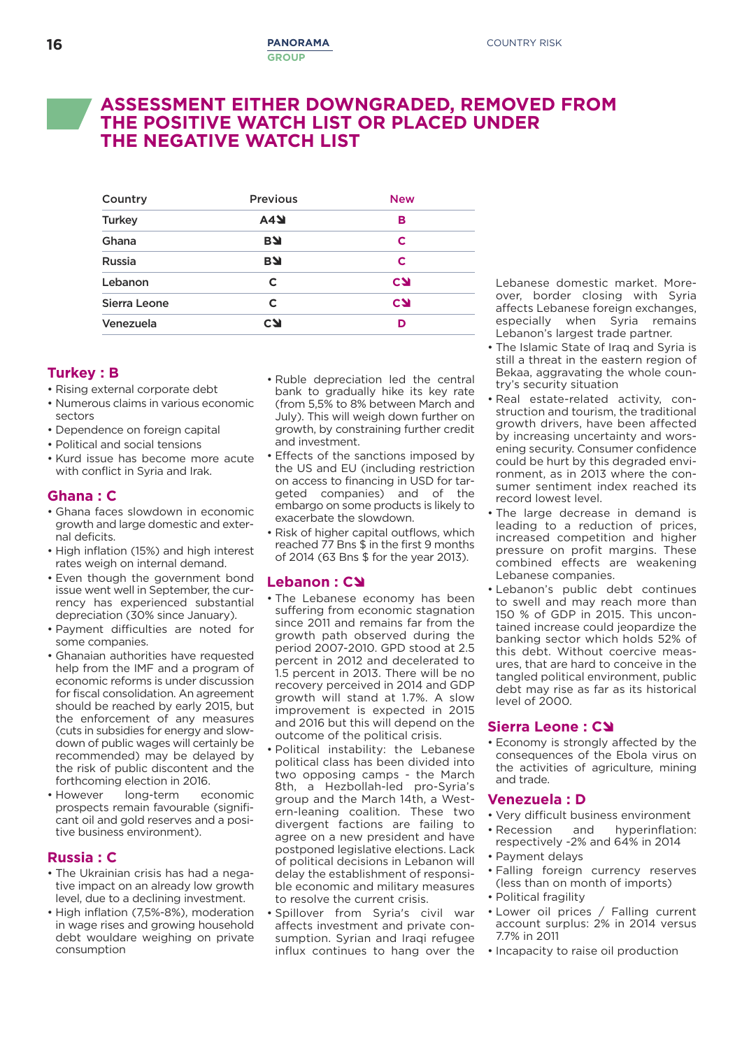## ASSESSMENT EITHER DOWNGRADED, REMOVED FROM THE POSITIVE WATCH LIST OR PLACED UNDER THE NEGATIVE WATCH LIST

| Country | Previous | New |
|---|---|---|
| Turkey | A4↘ | B |
| Ghana | B↘ | C |
| Russia | B↘ | C |
| Lebanon | C | C↘ |
| Sierra Leone | C | C↘ |
| Venezuela | C↘ | D |

### Turkey : B

- Rising external corporate debt
- Numerous claims in various economic sectors
- Dependence on foreign capital
- Political and social tensions
- Kurd issue has become more acute with conflict in Syria and Irak.

### Ghana : C

- Ghana faces slowdown in economic growth and large domestic and external deficits.
- High inflation (15%) and high interest rates weigh on internal demand.
- Even though the government bond issue went well in September, the currency has experienced substantial depreciation (30% since January).
- Payment difficulties are noted for some companies.
- Ghanaian authorities have requested help from the IMF and a program of economic reforms is under discussion for fiscal consolidation. An agreement should be reached by early 2015, but the enforcement of any measures (cuts in subsidies for energy and slowdown of public wages will certainly be recommended) may be delayed by the risk of public discontent and the forthcoming election in 2016.
- However long-term economic prospects remain favourable (significant oil and gold reserves and a positive business environment).

### Russia : C

- The Ukrainian crisis has had a negative impact on an already low growth level, due to a declining investment.
- High inflation (7,5%-8%), moderation in wage rises and growing household debt wouldare weighing on private consumption
- Ruble depreciation led the central bank to gradually hike its key rate (from 5,5% to 8% between March and July). This will weigh down further on growth, by constraining further credit and investment.
- Effects of the sanctions imposed by the US and EU (including restriction on access to financing in USD for targeted companies) and of the embargo on some products is likely to exacerbate the slowdown.
- Risk of higher capital outflows, which reached 77 Bns $ in the first 9 months of 2014 (63 Bns $ for the year 2013).

### Lebanon : C↘

- The Lebanese economy has been suffering from economic stagnation since 2011 and remains far from the growth path observed during the period 2007-2010. GPD stood at 2.5 percent in 2012 and decelerated to 1.5 percent in 2013. There will be no recovery perceived in 2014 and GDP growth will stand at 1.7%. A slow improvement is expected in 2015 and 2016 but this will depend on the outcome of the political crisis.
- Political instability: the Lebanese political class has been divided into two opposing camps - the March 8th, a Hezbollah-led pro-Syria's group and the March 14th, a Western-leaning coalition. These two divergent factions are failing to agree on a new president and have postponed legislative elections. Lack of political decisions in Lebanon will delay the establishment of responsible economic and military measures to resolve the current crisis.
- Spillover from Syria's civil war affects investment and private consumption. Syrian and Iraqi refugee influx continues to hang over the Lebanese domestic market. Moreover, border closing with Syria affects Lebanese foreign exchanges, especially when Syria remains Lebanon's largest trade partner.
- The Islamic State of Iraq and Syria is still a threat in the eastern region of Bekaa, aggravating the whole country's security situation
- Real estate-related activity, construction and tourism, the traditional growth drivers, have been affected by increasing uncertainty and worsening security. Consumer confidence could be hurt by this degraded environment, as in 2013 where the consumer sentiment index reached its record lowest level.
- The large decrease in demand is leading to a reduction of prices, increased competition and higher pressure on profit margins. These combined effects are weakening Lebanese companies.
- Lebanon's public debt continues to swell and may reach more than 150 % of GDP in 2015. This uncontained increase could jeopardize the banking sector which holds 52% of this debt. Without coercive measures, that are hard to conceive in the tangled political environment, public debt may rise as far as its historical level of 2000.

### Sierra Leone : C↘

- Economy is strongly affected by the consequences of the Ebola virus on the activities of agriculture, mining and trade.

### Venezuela : D

- Very difficult business environment
- Recession and hyperinflation: respectively -2% and 64% in 2014
- Payment delays
- Falling foreign currency reserves (less than on month of imports)
- Political fragility
- Lower oil prices / Falling current account surplus: 2% in 2014 versus 7.7% in 2011
- Incapacity to raise oil production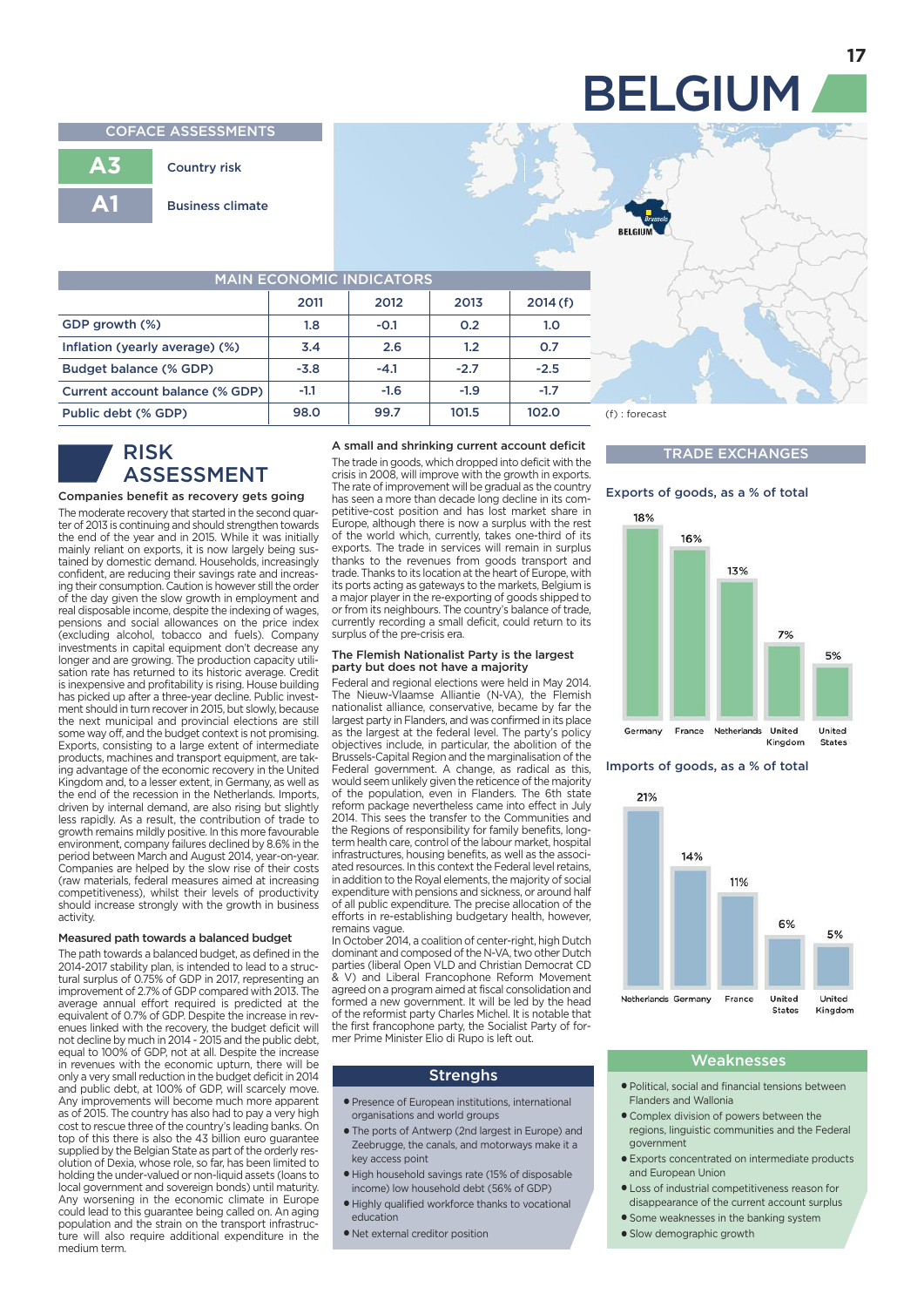# BELGIUM

## COFACE ASSESSMENTS

**A3** Country risk

**A1** Business climate

## MAIN ECONOMIC INDICATORS

| | 2011 | 2012 | 2013 | 2014 (f) |
|---|---|---|---|---|
| GDP growth (%) | 1.8 | -0.1 | 0.2 | 1.0 |
| Inflation (yearly average) (%) | 3.4 | 2.6 | 1.2 | 0.7 |
| Budget balance (% GDP) | -3.8 | -4.1 | -2.7 | -2.5 |
| Current account balance (% GDP) | -1.1 | -1.6 | -1.9 | -1.7 |
| Public debt (% GDP) | 98.0 | 99.7 | 101.5 | 102.0 |

(f) : forecast

## RISK ASSESSMENT

### Companies benefit as recovery gets going

The moderate recovery that started in the second quarter of 2013 is continuing and should strengthen towards the end of the year and in 2015. While it was initially mainly reliant on exports, it is now largely being sustained by domestic demand. Households, increasingly confident, are reducing their savings rate and increasing their consumption. Caution is however still the order of the day given the slow growth in employment and real disposable income, despite the indexing of wages, pensions and social allowances on the price index (excluding alcohol, tobacco and fuels). Company investments in capital equipment don't decrease any longer and are growing. The production capacity utilisation rate has returned to its historic average. Credit is inexpensive and profitability is rising. House building has picked up after a three-year decline. Public investment should in turn recover in 2015, but slowly, because the next municipal and provincial elections are still some way off, and the budget context is not promising. Exports, consisting to a large extent of intermediate products, machines and transport equipment, are taking advantage of the economic recovery in the United Kingdom and, to a lesser extent, in Germany, as well as the end of the recession in the Netherlands. Imports, driven by internal demand, are also rising but slightly less rapidly. As a result, the contribution of trade to growth remains mildly positive. In this more favourable environment, company failures declined by 8.6% in the period between March and August 2014, year-on-year. Companies are helped by the slow rise of their costs (raw materials, federal measures aimed at increasing competitiveness), whilst their levels of productivity should increase strongly with the growth in business activity.

### Measured path towards a balanced budget

The path towards a balanced budget, as defined in the 2014-2017 stability plan, is intended to lead to a structural surplus of 0.75% of GDP in 2017, representing an improvement of 2.7% of GDP compared with 2013. The average annual effort required is predicted at the equivalent of 0.7% of GDP. Despite the increase in revenues linked with the recovery, the budget deficit will not decline by much in 2014 - 2015 and the public debt, equal to 100% of GDP, not at all. Despite the increase in revenues with the economic upturn, there will be only a very small reduction in the budget deficit in 2014 and public debt, at 100% of GDP, will scarcely move. Any improvements will become much more apparent as of 2015. The country has also had to pay a very high cost to rescue three of the country's leading banks. On top of this there is also the 43 billion euro guarantee supplied by the Belgian State as part of the orderly resolution of Dexia, whose role, so far, has been limited to holding the under-valued or non-liquid assets (loans to local government and sovereign bonds) until maturity. Any worsening in the economic climate in Europe could lead to this guarantee being called on. An aging population and the strain on the transport infrastructure will also require additional expenditure in the medium term.

### A small and shrinking current account deficit

The trade in goods, which dropped into deficit with the crisis in 2008, will improve with the growth in exports. The rate of improvement will be gradual as the country has seen a more than decade long decline in its competitive-cost position and has lost market share in Europe, although there is now a surplus with the rest of the world which, currently, takes one-third of its exports. The trade in services will remain in surplus thanks to the revenues from goods transport and trade. Thanks to its location at the heart of Europe, with its ports acting as gateways to the markets, Belgium is a major player in the re-exporting of goods shipped to or from its neighbours. The country's balance of trade, currently recording a small deficit, could return to its surplus of the pre-crisis era.

### The Flemish Nationalist Party is the largest party but does not have a majority

Federal and regional elections were held in May 2014. The Nieuw-Vlaamse Alliantie (N-VA), the Flemish nationalist alliance, conservative, became by far the largest party in Flanders, and was confirmed in its place as the largest at the federal level. The party's policy objectives include, in particular, the abolition of the Brussels-Capital Region and the marginalisation of the Federal government. A change, as radical as this, would seem unlikely given the reticence of the majority of the population, even in Flanders. The 6th state reform package nevertheless came into effect in July 2014. This sees the transfer to the Communities and the Regions of responsibility for family benefits, long-term health care, control of the labour market, hospital infrastructures, housing benefits, as well as the associated resources. In this context the Federal level retains, in addition to the Royal elements, the majority of social expenditure with pensions and sickness, or around half of all public expenditure. The precise allocation of the efforts in re-establishing budgetary health, however, remains vague.

In October 2014, a coalition of center-right, high Dutch dominant and composed of the N-VA, two other Dutch parties (liberal Open VLD and Christian Democrat CD & V) and Liberal Francophone Reform Movement agreed on a program aimed at fiscal consolidation and formed a new government. It will be led by the head of the reformist party Charles Michel. It is notable that the first francophone party, the Socialist Party of former Prime Minister Elio di Rupo is left out.

## TRADE EXCHANGES

**Exports of goods, as a % of total**

| Germany | France | Netherlands | United Kingdom | United States |
|---|---|---|---|---|
| 18% | 16% | 13% | 7% | 5% |

**Imports of goods, as a % of total**

| Netherlands | Germany | France | United States | United Kingdom |
|---|---|---|---|---|
| 21% | 14% | 11% | 6% | 5% |

## Strenghs

- Presence of European institutions, international organisations and world groups
- The ports of Antwerp (2nd largest in Europe) and Zeebrugge, the canals, and motorways make it a key access point
- High household savings rate (15% of disposable income) low household debt (56% of GDP)
- Highly qualified workforce thanks to vocational education
- Net external creditor position

## Weaknesses

- Political, social and financial tensions between Flanders and Wallonia
- Complex division of powers between the regions, linguistic communities and the Federal government
- Exports concentrated on intermediate products and European Union
- Loss of industrial competitiveness reason for disappearance of the current account surplus
- Some weaknesses in the banking system
- Slow demographic growth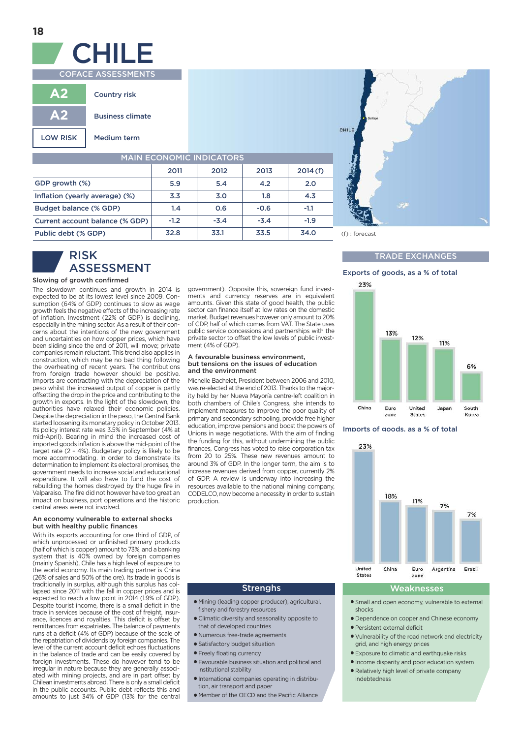# CHILE

## COFACE ASSESSMENTS

| | |
|---|---|
| A2 | Country risk |
| A2 | Business climate |
| LOW RISK | Medium term |

## MAIN ECONOMIC INDICATORS

| | 2011 | 2012 | 2013 | 2014 (f) |
|---|---|---|---|---|
| GDP growth (%) | 5.9 | 5.4 | 4.2 | 2.0 |
| Inflation (yearly average) (%) | 3.3 | 3.0 | 1.8 | 4.3 |
| Budget balance (% GDP) | 1.4 | 0.6 | -0.6 | -1.1 |
| Current account balance (% GDP) | -1.2 | -3.4 | -3.4 | -1.9 |
| Public debt (% GDP) | 32.8 | 33.1 | 33.5 | 34.0 |

(f) : forecast

## RISK ASSESSMENT

### Slowing of growth confirmed

The slowdown continues and growth in 2014 is expected to be at its lowest level since 2009. Consumption (64% of GDP) continues to slow as wage growth feels the negative effects of the increasing rate of inflation. Investment (22% of GDP) is declining, especially in the mining sector. As a result of their concerns about the intentions of the new government and uncertainties on how copper prices, which have been sliding since the end of 2011, will move; private companies remain reluctant. This trend also applies in construction, which may be no bad thing following the overheating of recent years. The contributions from foreign trade however should be positive. Imports are contracting with the depreciation of the peso whilst the increased output of copper is partly offsetting the drop in the price and contributing to the growth in exports. In the light of the slowdown, the authorities have relaxed their economic policies. Despite the depreciation in the peso, the Central Bank started loosening its monetary policy in October 2013. Its policy interest rate was 3.5% in September (4% at mid-April). Bearing in mind the increased cost of imported goods inflation is above the mid-point of the target rate (2 – 4%). Budgetary policy is likely to be more accommodating. In order to demonstrate its determination to implement its electoral promises, the government needs to increase social and educational expenditure. It will also have to fund the cost of rebuilding the homes destroyed by the huge fire in Valparaiso. The fire did not however have too great an impact on business, port operations and the historic central areas were not involved.

### An economy vulnerable to external shocks but with healthy public finances

With its exports accounting for one third of GDP, of which unprocessed or unfinished primary products (half of which is copper) amount to 73%, and a banking system that is 40% owned by foreign companies (mainly Spanish), Chile has a high level of exposure to the world economy. Its main trading partner is China (26% of sales and 50% of the ore). Its trade in goods is traditionally in surplus, although this surplus has collapsed since 2011 with the fall in copper prices and is expected to reach a low point in 2014 (1.9% of GDP). Despite tourist income, there is a small deficit in the trade in services because of the cost of freight, insurance, licences and royalties. This deficit is offset by remittances from expatriates. The balance of payments runs at a deficit (4% of GDP) because of the scale of the repatriation of dividends by foreign companies. The level of the current account deficit echoes fluctuations in the balance of trade and can be easily covered by foreign investments. These do however tend to be irregular in nature because they are generally associated with mining projects, and are in part offset by Chilean investments abroad. There is only a small deficit in the public accounts. Public debt reflects this and amounts to just 34% of GDP (13% for the central government). Opposite this, sovereign fund investments and currency reserves are in equivalent amounts. Given this state of good health, the public sector can finance itself at low rates on the domestic market. Budget revenues however only amount to 20% of GDP, half of which comes from VAT. The State uses public service concessions and partnerships with the private sector to offset the low levels of public investment (4% of GDP).

### A favourable business environment, but tensions on the issues of education and the environment

Michelle Bachelet, President between 2006 and 2010, was re-elected at the end of 2013. Thanks to the majority held by her Nueva Mayoría centre-left coalition in both chambers of Chile's Congress, she intends to implement measures to improve the poor quality of primary and secondary schooling, provide free higher education, improve pensions and boost the powers of Unions in wage negotiations. With the aim of finding the funding for this, without undermining the public finances, Congress has voted to raise corporation tax from 20 to 25%. These new revenues amount to around 3% of GDP. In the longer term, the aim is to increase revenues derived from copper, currently 2% of GDP. A review is underway into increasing the resources available to the national mining company, CODELCO, now become a necessity in order to sustain production.

## TRADE EXCHANGES

### Exports of goods, as a % of total

| China | Euro zone | United States | Japan | South Korea |
|---|---|---|---|---|
| 23% | 13% | 12% | 11% | 6% |

### Imports of goods, as a % of total

| United States | China | Euro zone | Argentina | Brazil |
|---|---|---|---|---|
| 23% | 18% | 11% | 7% | 7% |

## Strenghs

- Mining (leading copper producer), agricultural, fishery and forestry resources
- Climatic diversity and seasonality opposite to that of developed countries
- Numerous free-trade agreements
- Satisfactory budget situation
- Freely floating currency
- Favourable business situation and political and institutional stability
- International companies operating in distribution, air transport and paper
- Member of the OECD and the Pacific Alliance

## Weaknesses

- Small and open economy, vulnerable to external shocks
- Dependence on copper and Chinese economy
- Persistent external deficit
- Vulnerability of the road network and electricity grid, and high energy prices
- Exposure to climatic and earthquake risks
- Income disparity and poor education system
- Relatively high level of private company indebtedness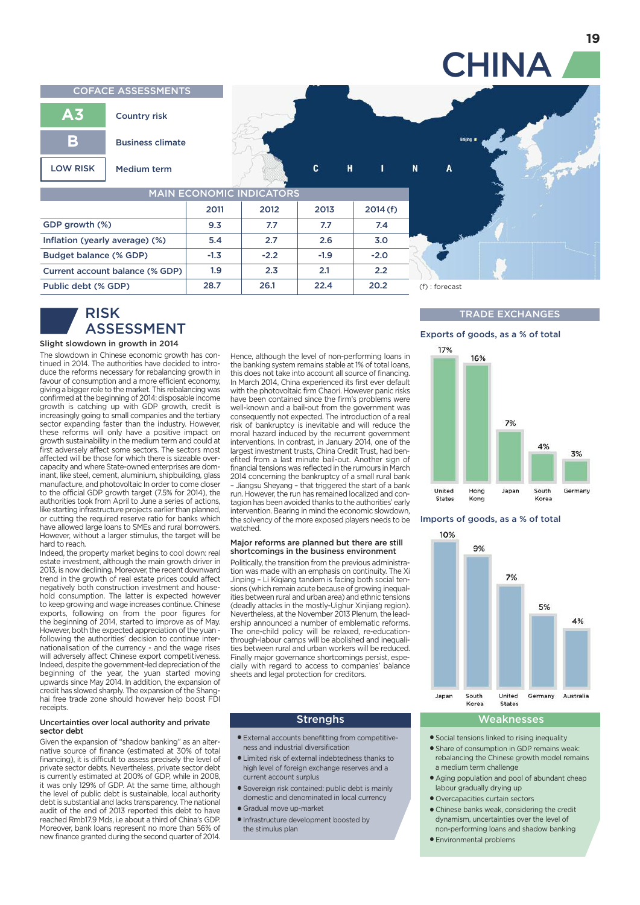# CHINA

## COFACE ASSESSMENTS

| | |
|---|---|
| A3 | Country risk |
| B | Business climate |
| LOW RISK | Medium term |

## MAIN ECONOMIC INDICATORS

| | 2011 | 2012 | 2013 | 2014 (f) |
|---|---|---|---|---|
| GDP growth (%) | 9.3 | 7.7 | 7.7 | 7.4 |
| Inflation (yearly average) (%) | 5.4 | 2.7 | 2.6 | 3.0 |
| Budget balance (% GDP) | -1.3 | -2.2 | -1.9 | -2.0 |
| Current account balance (% GDP) | 1.9 | 2.3 | 2.1 | 2.2 |
| Public debt (% GDP) | 28.7 | 26.1 | 22.4 | 20.2 |

(f) : forecast

## RISK ASSESSMENT

### Slight slowdown in growth in 2014

The slowdown in Chinese economic growth has continued in 2014. The authorities have decided to introduce the reforms necessary for rebalancing growth in favour of consumption and a more efficient economy, giving a bigger role to the market. This rebalancing was confirmed at the beginning of 2014: disposable income growth is catching up with GDP growth, credit is increasingly going to small companies and the tertiary sector expanding faster than the industry. However, these reforms will only have a positive impact on growth sustainability in the medium term and could at first adversely affect some sectors. The sectors most affected will be those for which there is sizeable overcapacity and where State-owned enterprises are dominant, like steel, cement, aluminium, shipbuilding, glass manufacture, and photovoltaic In order to come closer to the official GDP growth target (7.5% for 2014), the authorities took from April to June a series of actions, like starting infrastructure projects earlier than planned, or cutting the required reserve ratio for banks which have allowed large loans to SMEs and rural borrowers. However, without a larger stimulus, the target will be hard to reach.

Indeed, the property market begins to cool down: real estate investment, although the main growth driver in 2013, is now declining. Moreover, the recent downward trend in the growth of real estate prices could affect negatively both construction investment and household consumption. The latter is expected however to keep growing and wage increases continue. Chinese exports, following on from the poor figures for the beginning of 2014, started to improve as of May. However, both the expected appreciation of the yuan - following the authorities' decision to continue internationalisation of the currency - and the wage rises will adversely affect Chinese export competitiveness. Indeed, despite the government-led depreciation of the beginning of the year, the yuan started moving upwards since May 2014. In addition, the expansion of credit has slowed sharply. The expansion of the Shanghai free trade zone should however help boost FDI receipts.

### Uncertainties over local authority and private sector debt

Given the expansion of "shadow banking" as an alternative source of finance (estimated at 30% of total financing), it is difficult to assess precisely the level of private sector debts. Nevertheless, private sector debt is currently estimated at 200% of GDP, while in 2008, it was only 129% of GDP. At the same time, although the level of public debt is sustainable, local authority debt is substantial and lacks transparency. The national audit of the end of 2013 reported this debt to have reached Rmb17.9 Mds, i.e about a third of China's GDP. Moreover, bank loans represent no more than 56% of new finance granted during the second quarter of 2014. Hence, although the level of non-performing loans in the banking system remains stable at 1% of total loans, this does not take into account all source of financing. In March 2014, China experienced its first ever default with the photovoltaic firm Chaori. However panic risks have been contained since the firm's problems were well-known and a bail-out from the government was consequently not expected. The introduction of a real risk of bankruptcy is inevitable and will reduce the moral hazard induced by the recurrent government interventions. In contrast, in January 2014, one of the largest investment trusts, China Credit Trust, had benefited from a last minute bail-out. Another sign of financial tensions was reflected in the rumours in March 2014 concerning the bankruptcy of a small rural bank – Jiangsu Sheyang – that triggered the start of a bank run. However, the run has remained localized and contagion has been avoided thanks to the authorities' early intervention. Bearing in mind the economic slowdown, the solvency of the more exposed players needs to be watched.

### Major reforms are planned but there are still shortcomings in the business environment

Politically, the transition from the previous administration was made with an emphasis on continuity. The Xi Jinping – Li Kiqiang tandem is facing both social tensions (which remain acute because of growing inequalities between rural and urban area) and ethnic tensions (deadly attacks in the mostly-Uighur Xinjiang region). Nevertheless, at the November 2013 Plenum, the leadership announced a number of emblematic reforms. The one-child policy will be relaxed, re-education-through-labour camps will be abolished and inequalities between rural and urban workers will be reduced. Finally major governance shortcomings persist, especially with regard to access to companies' balance sheets and legal protection for creditors.

## TRADE EXCHANGES

**Exports of goods, as a % of total**

| United States | Hong Kong | Japan | South Korea | Germany |
|---|---|---|---|---|
| 17% | 16% | 7% | 4% | 3% |

**Imports of goods, as a % of total**

| Japan | South Korea | United States | Germany | Australia |
|---|---|---|---|---|
| 10% | 9% | 7% | 5% | 4% |

## Strenghs

- External accounts benefitting from competitiveness and industrial diversification
- Limited risk of external indebtedness thanks to high level of foreign exchange reserves and a current account surplus
- Sovereign risk contained: public debt is mainly domestic and denominated in local currency
- Gradual move up-market
- Infrastructure development boosted by the stimulus plan

## Weaknesses

- Social tensions linked to rising inequality
- Share of consumption in GDP remains weak: rebalancing the Chinese growth model remains a medium term challenge
- Aging population and pool of abundant cheap labour gradually drying up
- Overcapacities curtain sectors
- Chinese banks weak, considering the credit dynamism, uncertainties over the level of non-performing loans and shadow banking
- Environmental problems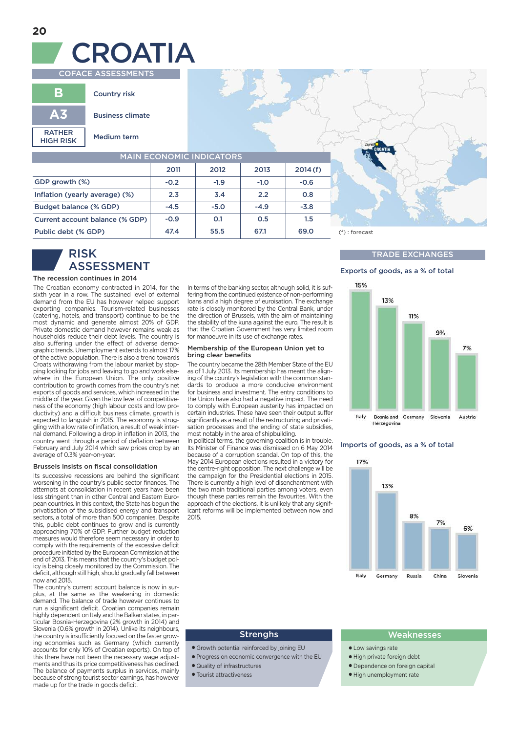# CROATIA

## COFACE ASSESSMENTS

| | |
|---|---|
| B | Country risk |
| A3 | Business climate |
| RATHER HIGH RISK | Medium term |

## MAIN ECONOMIC INDICATORS

| | 2011 | 2012 | 2013 | 2014 (f) |
|---|---|---|---|---|
| GDP growth (%) | -0.2 | -1.9 | -1.0 | -0.6 |
| Inflation (yearly average) (%) | 2.3 | 3.4 | 2.2 | 0.8 |
| Budget balance (% GDP) | -4.5 | -5.0 | -4.9 | -3.8 |
| Current account balance (% GDP) | -0.9 | 0.1 | 0.5 | 1.5 |
| Public debt (% GDP) | 47.4 | 55.5 | 67.1 | 69.0 |

(f) : forecast

## RISK ASSESSMENT

### The recession continues in 2014

The Croatian economy contracted in 2014, for the sixth year in a row. The sustained level of external demand from the EU has however helped support exporting companies. Tourism-related businesses (catering, hotels, and transport) continue to be the most dynamic and generate almost 20% of GDP. Private domestic demand however remains weak as households reduce their debt levels. The country is also suffering under the effect of adverse demographic trends. Unemployment extends to almost 17% of the active population. There is also a trend towards Croats withdrawing from the labour market by stopping looking for jobs and leaving to go and work elsewhere in the European Union. The only positive contribution to growth comes from the country's net exports of goods and services, which increased in the middle of the year. Given the low level of competitiveness of the economy (high labour costs and low productivity) and a difficult business climate, growth is expected to languish in 2015. The economy is struggling with a low rate of inflation, a result of weak internal demand. Following a drop in inflation in 2013, the country went through a period of deflation between February and July 2014 which saw prices drop by an average of 0.3% year-on-year.

### Brussels insists on fiscal consolidation

Its successive recessions are behind the significant worsening in the country's public sector finances. The attempts at consolidation in recent years have been less stringent than in other Central and Eastern European countries. In this context, the State has begun the privatisation of the subsidised energy and transport sectors, a total of more than 500 companies. Despite this, public debt continues to grow and is currently approaching 70% of GDP. Further budget reduction measures would therefore seem necessary in order to comply with the requirements of the excessive deficit procedure initiated by the European Commission at the end of 2013. This means that the country's budget policy is being closely monitored by the Commission. The deficit, although still high, should gradually fall between now and 2015.

The country's current account balance is now in surplus, at the same as the weakening in domestic demand. The balance of trade however continues to run a significant deficit. Croatian companies remain highly dependent on Italy and the Balkan states, in particular Bosnia-Herzegovina (2% growth in 2014) and Slovenia (0.6% growth in 2014). Unlike its neighbours, the country is insufficiently focused on the faster growing economies such as Germany (which currently accounts for only 10% of Croatian exports). On top of this there have not been the necessary wage adjustments and thus its price competitiveness has declined. The balance of payments surplus in services, mainly because of strong tourist sector earnings, has however made up for the trade in goods deficit.

In terms of the banking sector, although solid, it is suffering from the continued existence of non-performing loans and a high degree of euroisation. The exchange rate is closely monitored by the Central Bank, under the direction of Brussels, with the aim of maintaining the stability of the kuna against the euro. The result is that the Croatian Government has very limited room for manoeuvre in its use of exchange rates.

### Membership of the European Union yet to bring clear benefits

The country became the 28th Member State of the EU as of 1 July 2013. Its membership has meant the aligning of the country's legislation with the common standards to produce a more conducive environment for business and investment. The entry conditions to the Union have also had a negative impact. The need to comply with European austerity has impacted on certain industries. These have seen their output suffer significantly as a result of the restructuring and privatisation processes and the ending of state subsidies, most notably in the area of shipbuilding.

In political terms, the governing coalition is in trouble. Its Minister of Finance was dismissed on 6 May 2014 because of a corruption scandal. On top of this, the May 2014 European elections resulted in a victory for the centre-right opposition. The next challenge will be the campaign for the Presidential elections in 2015. There is currently a high level of disenchantment with the two main traditional parties among voters, even though these parties remain the favourites. With the approach of the elections, it is unlikely that any significant reforms will be implemented between now and 2015.

## TRADE EXCHANGES

### Exports of goods, as a % of total

| Italy | Bosnia and Herzegovina | Germany | Slovenia | Austria |
|---|---|---|---|---|
| 15% | 13% | 11% | 9% | 7% |

### Imports of goods, as a % of total

| Italy | Germany | Russia | China | Slovenia |
|---|---|---|---|---|
| 17% | 13% | 8% | 7% | 6% |

### Strenghs

- Growth potential reinforced by joining EU
- Progress on economic convergence with the EU
- Quality of infrastructures
- Tourist attractiveness

### Weaknesses

- Low savings rate
- High private foreign debt
- Dependence on foreign capital
- High unemployment rate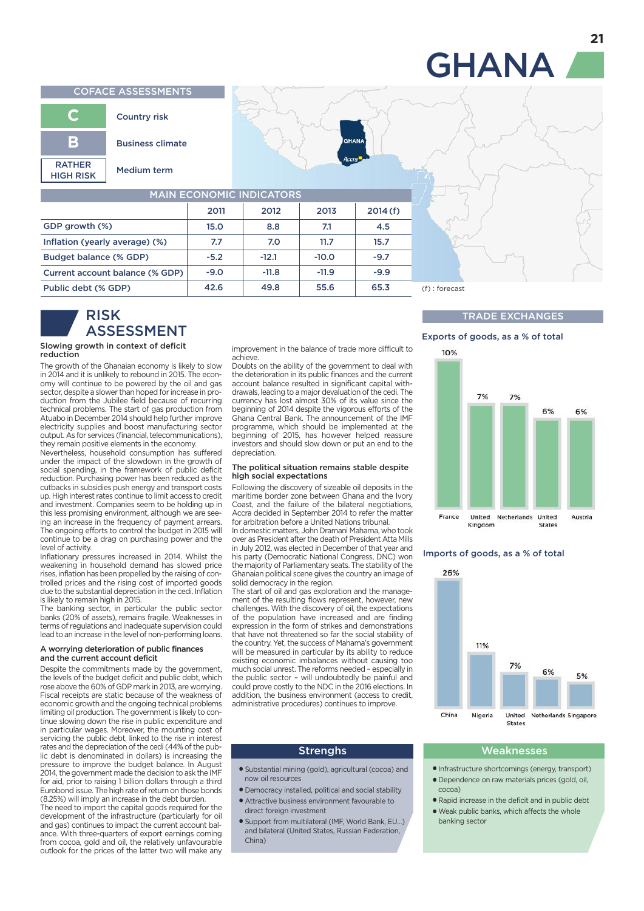# GHANA

## COFACE ASSESSMENTS

| | |
|---|---|
| C | Country risk |
| B | Business climate |
| RATHER HIGH RISK | Medium term |

## MAIN ECONOMIC INDICATORS

| | 2011 | 2012 | 2013 | 2014 (f) |
|---|---|---|---|---|
| GDP growth (%) | 15.0 | 8.8 | 7.1 | 4.5 |
| Inflation (yearly average) (%) | 7.7 | 7.0 | 11.7 | 15.7 |
| Budget balance (% GDP) | -5.2 | -12.1 | -10.0 | -9.7 |
| Current account balance (% GDP) | -9.0 | -11.8 | -11.9 | -9.9 |
| Public debt (% GDP) | 42.6 | 49.8 | 55.6 | 65.3 |

(f) : forecast

## RISK ASSESSMENT

### Slowing growth in context of deficit reduction

The growth of the Ghanaian economy is likely to slow in 2014 and it is unlikely to rebound in 2015. The economy will continue to be powered by the oil and gas sector, despite a slower than hoped for increase in production from the Jubilee field because of recurring technical problems. The start of gas production from Atuabo in December 2014 should help further improve electricity supplies and boost manufacturing sector output. As for services (financial, telecommunications), they remain positive elements in the economy.

Nevertheless, household consumption has suffered under the impact of the slowdown in the growth of social spending, in the framework of public deficit reduction. Purchasing power has been reduced as the cutbacks in subsidies push energy and transport costs up. High interest rates continue to limit access to credit and investment. Companies seem to be holding up in this less promising environment, although we are seeing an increase in the frequency of payment arrears. The ongoing efforts to control the budget in 2015 will continue to be a drag on purchasing power and the level of activity.

Inflationary pressures increased in 2014. Whilst the weakening in household demand has slowed price rises, inflation has been propelled by the raising of controlled prices and the rising cost of imported goods due to the substantial depreciation in the cedi. Inflation is likely to remain high in 2015.

The banking sector, in particular the public sector banks (20% of assets), remains fragile. Weaknesses in terms of regulations and inadequate supervision could lead to an increase in the level of non-performing loans.

### A worrying deterioration of public finances and the current account deficit

Despite the commitments made by the government, the levels of the budget deficit and public debt, which rose above the 60% of GDP mark in 2013, are worrying. Fiscal receipts are static because of the weakness of economic growth and the ongoing technical problems limiting oil production. The government is likely to continue slowing down the rise in public expenditure and in particular wages. Moreover, the mounting cost of servicing the public debt, linked to the rise in interest rates and the depreciation of the cedi (44% of the public debt is denominated in dollars) is increasing the pressure to improve the budget balance. In August 2014, the government made the decision to ask the IMF for aid, prior to raising 1 billion dollars through a third Eurobond issue. The high rate of return on those bonds (8.25%) will imply an increase in the debt burden.

The need to import the capital goods required for the development of the infrastructure (particularly for oil and gas) continues to impact the current account balance. With three-quarters of export earnings coming from cocoa, gold and oil, the relatively unfavourable outlook for the prices of the latter two will make any improvement in the balance of trade more difficult to achieve.

Doubts on the ability of the government to deal with the deterioration in its public finances and the current account balance resulted in significant capital withdrawals, leading to a major devaluation of the cedi. The currency has lost almost 30% of its value since the beginning of 2014 despite the vigorous efforts of the Ghana Central Bank. The announcement of the IMF programme, which should be implemented at the beginning of 2015, has however helped reassure investors and should slow down or put an end to the depreciation.

### The political situation remains stable despite high social expectations

Following the discovery of sizeable oil deposits in the maritime border zone between Ghana and the Ivory Coast, and the failure of the bilateral negotiations, Accra decided in September 2014 to refer the matter for arbitration before a United Nations tribunal.

In domestic matters, John Dramani Mahama, who took over as President after the death of President Atta Mills in July 2012, was elected in December of that year and his party (Democratic National Congress, DNC) won the majority of Parliamentary seats. The stability of the Ghanaian political scene gives the country an image of solid democracy in the region.

The start of oil and gas exploration and the management of the resulting flows represent, however, new challenges. With the discovery of oil, the expectations of the population have increased and are finding expression in the form of strikes and demonstrations that have not threatened so far the social stability of the country. Yet, the success of Mahama's government will be measured in particular by its ability to reduce existing economic imbalances without causing too much social unrest. The reforms needed – especially in the public sector – will undoubtedly be painful and could prove costly to the NDC in the 2016 elections. In addition, the business environment (access to credit, administrative procedures) continues to improve.

## TRADE EXCHANGES

**Exports of goods, as a % of total**

| France | United Kingdom | Netherlands | United States | Austria |
|---|---|---|---|---|
| 10% | 7% | 7% | 6% | 6% |

**Imports of goods, as a % of total**

| China | Nigeria | United States | Netherlands | Singapore |
|---|---|---|---|---|
| 26% | 11% | 7% | 6% | 5% |

## Strenghs

- Substantial mining (gold), agricultural (cocoa) and now oil resources
- Democracy installed, political and social stability
- Attractive business environment favourable to direct foreign investment
- Support from multilateral (IMF, World Bank, EU...) and bilateral (United States, Russian Federation, China)

## Weaknesses

- Infrastructure shortcomings (energy, transport)
- Dependence on raw materials prices (gold, oil, cocoa)
- Rapid increase in the deficit and in public debt
- Weak public banks, which affects the whole banking sector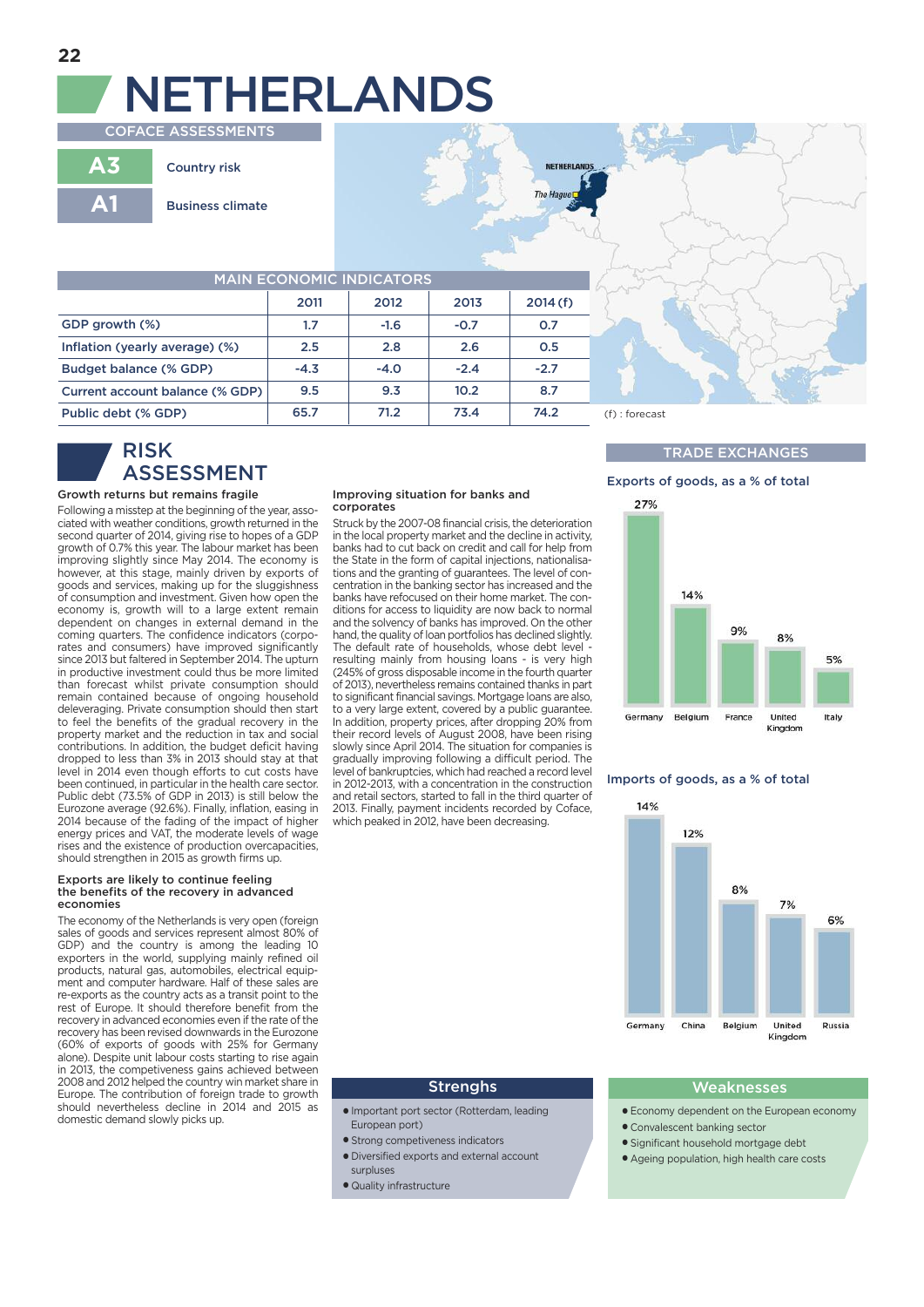# NETHERLANDS

## COFACE ASSESSMENTS

| | |
|---|---|
| A3 | Country risk |
| A1 | Business climate |

## MAIN ECONOMIC INDICATORS

| | 2011 | 2012 | 2013 | 2014 (f) |
|---|---|---|---|---|
| GDP growth (%) | 1.7 | -1.6 | -0.7 | 0.7 |
| Inflation (yearly average) (%) | 2.5 | 2.8 | 2.6 | 0.5 |
| Budget balance (% GDP) | -4.3 | -4.0 | -2.4 | -2.7 |
| Current account balance (% GDP) | 9.5 | 9.3 | 10.2 | 8.7 |
| Public debt (% GDP) | 65.7 | 71.2 | 73.4 | 74.2 |

(f) : forecast

## RISK ASSESSMENT

### Growth returns but remains fragile

Following a misstep at the beginning of the year, associated with weather conditions, growth returned in the second quarter of 2014, giving rise to hopes of a GDP growth of 0.7% this year. The labour market has been improving slightly since May 2014. The economy is however, at this stage, mainly driven by exports of goods and services, making up for the sluggishness of consumption and investment. Given how open the economy is, growth will to a large extent remain dependent on changes in external demand in the coming quarters. The confidence indicators (corporates and consumers) have improved significantly since 2013 but faltered in September 2014. The upturn in productive investment could thus be more limited than forecast whilst private consumption should remain contained because of ongoing household deleveraging. Private consumption should then start to feel the benefits of the gradual recovery in the property market and the reduction in tax and social contributions. In addition, the budget deficit having dropped to less than 3% in 2013 should stay at that level in 2014 even though efforts to cut costs have been continued, in particular in the health care sector. Public debt (73.5% of GDP in 2013) is still below the Eurozone average (92.6%). Finally, inflation, easing in 2014 because of the fading of the impact of higher energy prices and VAT, the moderate levels of wage rises and the existence of production overcapacities, should strengthen in 2015 as growth firms up.

### Exports are likely to continue feeling the benefits of the recovery in advanced economies

The economy of the Netherlands is very open (foreign sales of goods and services represent almost 80% of GDP) and the country is among the leading 10 exporters in the world, supplying mainly refined oil products, natural gas, automobiles, electrical equipment and computer hardware. Half of these sales are re-exports as the country acts as a transit point to the rest of Europe. It should therefore benefit from the recovery in advanced economies even if the rate of the recovery has been revised downwards in the Eurozone (60% of exports of goods with 25% for Germany alone). Despite unit labour costs starting to rise again in 2013, the competiveness gains achieved between 2008 and 2012 helped the country win market share in Europe. The contribution of foreign trade to growth should nevertheless decline in 2014 and 2015 as domestic demand slowly picks up.

### Improving situation for banks and corporates

Struck by the 2007-08 financial crisis, the deterioration in the local property market and the decline in activity, banks had to cut back on credit and call for help from the State in the form of capital injections, nationalisations and the granting of guarantees. The level of concentration in the banking sector has increased and the banks have refocused on their home market. The conditions for access to liquidity are now back to normal and the solvency of banks has improved. On the other hand, the quality of loan portfolios has declined slightly. The default rate of households, whose debt level - resulting mainly from housing loans - is very high (245% of gross disposable income in the fourth quarter of 2013), nevertheless remains contained thanks in part to significant financial savings. Mortgage loans are also, to a very large extent, covered by a public guarantee. In addition, property prices, after dropping 20% from their record levels of August 2008, have been rising slowly since April 2014. The situation for companies is gradually improving following a difficult period. The level of bankruptcies, which had reached a record level in 2012-2013, with a concentration in the construction and retail sectors, started to fall in the third quarter of 2013. Finally, payment incidents recorded by Coface, which peaked in 2012, have been decreasing.

## TRADE EXCHANGES

### Exports of goods, as a % of total

| Germany | Belgium | France | United Kingdom | Italy |
|---|---|---|---|---|
| 27% | 14% | 9% | 8% | 5% |

### Imports of goods, as a % of total

| Germany | China | Belgium | United Kingdom | Russia |
|---|---|---|---|---|
| 14% | 12% | 8% | 7% | 6% |

## Strenghs

- Important port sector (Rotterdam, leading European port)
- Strong competiveness indicators
- Diversified exports and external account surpluses
- Quality infrastructure

## Weaknesses

- Economy dependent on the European economy
- Convalescent banking sector
- Significant household mortgage debt
- Ageing population, high health care costs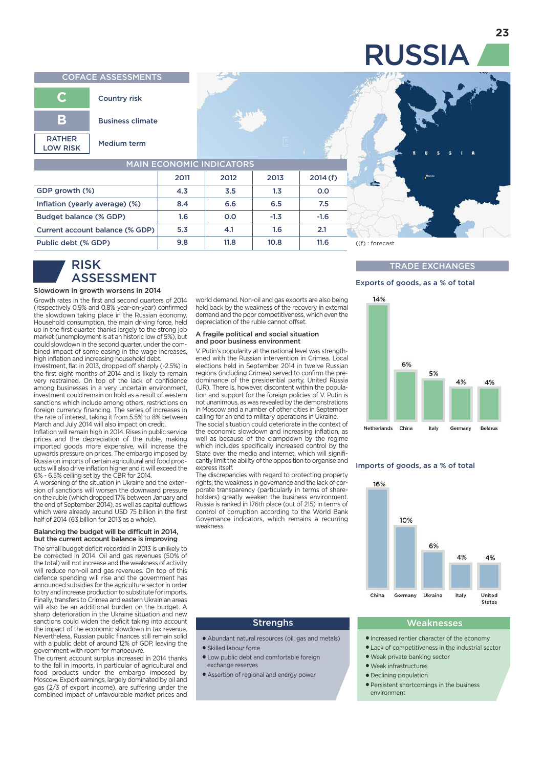# RUSSIA

## COFACE ASSESSMENTS

| | |
|---|---|
| C | Country risk |
| B | Business climate |
| RATHER LOW RISK | Medium term |

## MAIN ECONOMIC INDICATORS

| | 2011 | 2012 | 2013 | 2014 (f) |
|---|---|---|---|---|
| GDP growth (%) | 4.3 | 3.5 | 1.3 | 0.0 |
| Inflation (yearly average) (%) | 8.4 | 6.6 | 6.5 | 7.5 |
| Budget balance (% GDP) | 1.6 | 0.0 | -1.3 | -1.6 |
| Current account balance (% GDP) | 5.3 | 4.1 | 1.6 | 2.1 |
| Public debt (% GDP) | 9.8 | 11.8 | 10.8 | 11.6 |

((f) : forecast

## RISK ASSESSMENT

### Slowdown in growth worsens in 2014

Growth rates in the first and second quarters of 2014 (respectively 0.9% and 0.8% year-on-year) confirmed the slowdown taking place in the Russian economy. Household consumption, the main driving force, held up in the first quarter, thanks largely to the strong job market (unemployment is at an historic low of 5%), but could slowdown in the second quarter, under the combined impact of some easing in the wage increases, high inflation and increasing household debt.

Investment, flat in 2013, dropped off sharply (-2.5%) in the first eight months of 2014 and is likely to remain very restrained. On top of the lack of confidence among businesses in a very uncertain environment, investment could remain on hold as a result of western sanctions which include among others, restrictions on foreign currency financing. The series of increases in the rate of interest, taking it from 5.5% to 8% between March and July 2014 will also impact on credit.

Inflation will remain high in 2014. Rises in public service prices and the depreciation of the ruble, making imported goods more expensive, will increase the upwards pressure on prices. The embargo imposed by Russia on imports of certain agricultural and food products will also drive inflation higher and it will exceed the 6% - 6.5% ceiling set by the CBR for 2014.

A worsening of the situation in Ukraine and the extension of sanctions will worsen the downward pressure on the ruble (which dropped 17% between January and the end of September 2014), as well as capital outflows which were already around USD 75 billion in the first half of 2014 (63 billion for 2013 as a whole).

### Balancing the budget will be difficult in 2014, but the current account balance is improving

The small budget deficit recorded in 2013 is unlikely to be corrected in 2014. Oil and gas revenues (50% of the total) will not increase and the weakness of activity will reduce non-oil and gas revenues. On top of this defence spending will rise and the government has announced subsidies for the agriculture sector in order to try and increase production to substitute for imports. Finally, transfers to Crimea and eastern Ukrainian areas will also be an additional burden on the budget. A sharp deterioration in the Ukraine situation and new sanctions could widen the deficit taking into account the impact of the economic slowdown in tax revenue. Nevertheless, Russian public finances still remain solid with a public debt of around 12% of GDP, leaving the government with room for manoeuvre.

The current account surplus increased in 2014 thanks to the fall in imports, in particular of agricultural and food products under the embargo imposed by Moscow. Export earnings, largely dominated by oil and gas (2/3 of export income), are suffering under the combined impact of unfavourable market prices and world demand. Non-oil and gas exports are also being held back by the weakness of the recovery in external demand and the poor competitiveness, which even the depreciation of the ruble cannot offset.

### A fragile political and social situation and poor business environment

V. Putin's popularity at the national level was strengthened with the Russian intervention in Crimea. Local elections held in September 2014 in twelve Russian regions (including Crimea) served to confirm the predominance of the presidential party, United Russia (UR). There is, however, discontent within the population and support for the foreign policies of V. Putin is not unanimous, as was revealed by the demonstrations in Moscow and a number of other cities in September calling for an end to military operations in Ukraine.

The social situation could deteriorate in the context of the economic slowdown and increasing inflation, as well as because of the clampdown by the regime which includes specifically increased control by the State over the media and internet, which will significantly limit the ability of the opposition to organise and express itself.

The discrepancies with regard to protecting property rights, the weakness in governance and the lack of corporate transparency (particularly in terms of shareholders) greatly weaken the business environment. Russia is ranked in 176th place (out of 215) in terms of control of corruption according to the World Bank Governance indicators, which remains a recurring weakness.

## TRADE EXCHANGES

### Exports of goods, as a % of total

| Netherlands | China | Italy | Germany | Belarus |
|---|---|---|---|---|
| 14% | 6% | 5% | 4% | 4% |

### Imports of goods, as a % of total

| China | Germany | Ukraine | Italy | United States |
|---|---|---|---|---|
| 16% | 10% | 6% | 4% | 4% |

## Strenghs

- Abundant natural resources (oil, gas and metals)
- Skilled labour force
- Low public debt and comfortable foreign exchange reserves
- Assertion of regional and energy power

## Weaknesses

- Increased rentier character of the economy
- Lack of competitiveness in the industrial sector
- Weak private banking sector
- Weak infrastructures
- Declining population
- Persistent shortcomings in the business environment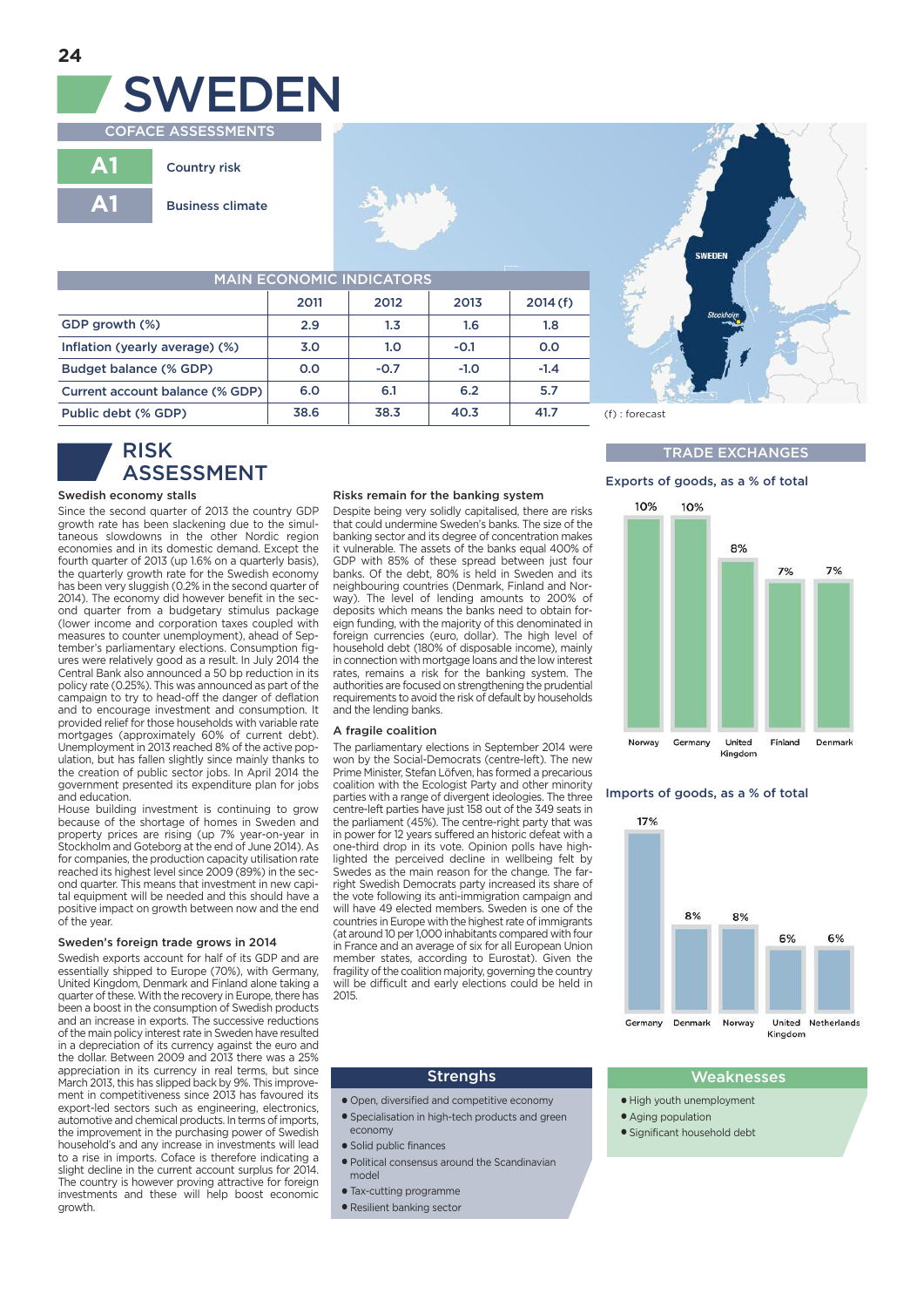# SWEDEN

## COFACE ASSESSMENTS

| | |
|---|---|
| A1 | Country risk |
| A1 | Business climate |

## MAIN ECONOMIC INDICATORS

| | 2011 | 2012 | 2013 | 2014 (f) |
|---|---|---|---|---|
| GDP growth (%) | 2.9 | 1.3 | 1.6 | 1.8 |
| Inflation (yearly average) (%) | 3.0 | 1.0 | -0.1 | 0.0 |
| Budget balance (% GDP) | 0.0 | -0.7 | -1.0 | -1.4 |
| Current account balance (% GDP) | 6.0 | 6.1 | 6.2 | 5.7 |
| Public debt (% GDP) | 38.6 | 38.3 | 40.3 | 41.7 |

(f) : forecast

## RISK ASSESSMENT

### Swedish economy stalls

Since the second quarter of 2013 the country GDP growth rate has been slackening due to the simultaneous slowdowns in the other Nordic region economies and in its domestic demand. Except the fourth quarter of 2013 (up 1.6% on a quarterly basis), the quarterly growth rate for the Swedish economy has been very sluggish (0.2% in the second quarter of 2014). The economy did however benefit in the second quarter from a budgetary stimulus package (lower income and corporation taxes coupled with measures to counter unemployment), ahead of September's parliamentary elections. Consumption figures were relatively good as a result. In July 2014 the Central Bank also announced a 50 bp reduction in its policy rate (0.25%). This was announced as part of the campaign to try to head-off the danger of deflation and to encourage investment and consumption. It provided relief for those households with variable rate mortgages (approximately 60% of current debt). Unemployment in 2013 reached 8% of the active population, but has fallen slightly since mainly thanks to the creation of public sector jobs. In April 2014 the government presented its expenditure plan for jobs and education.

House building investment is continuing to grow because of the shortage of homes in Sweden and property prices are rising (up 7% year-on-year in Stockholm and Goteborg at the end of June 2014). As for companies, the production capacity utilisation rate reached its highest level since 2009 (89%) in the second quarter. This means that investment in new capital equipment will be needed and this should have a positive impact on growth between now and the end of the year.

### Sweden's foreign trade grows in 2014

Swedish exports account for half of its GDP and are essentially shipped to Europe (70%), with Germany, United Kingdom, Denmark and Finland alone taking a quarter of these. With the recovery in Europe, there has been a boost in the consumption of Swedish products and an increase in exports. The successive reductions of the main policy interest rate in Sweden have resulted in a depreciation of its currency against the euro and the dollar. Between 2009 and 2013 there was a 25% appreciation in its currency in real terms, but since March 2013, this has slipped back by 9%. This improvement in competitiveness since 2013 has favoured its export-led sectors such as engineering, electronics, automotive and chemical products. In terms of imports, the improvement in the purchasing power of Swedish household's and any increase in investments will lead to a rise in imports. Coface is therefore indicating a slight decline in the current account surplus for 2014. The country is however proving attractive for foreign investments and these will help boost economic growth.

### Risks remain for the banking system

Despite being very solidly capitalised, there are risks that could undermine Sweden's banks. The size of the banking sector and its degree of concentration makes it vulnerable. The assets of the banks equal 400% of GDP with 85% of these spread between just four banks. Of the debt, 80% is held in Sweden and its neighbouring countries (Denmark, Finland and Norway). The level of lending amounts to 200% of deposits which means the banks need to obtain foreign funding, with the majority of this denominated in foreign currencies (euro, dollar). The high level of household debt (180% of disposable income), mainly in connection with mortgage loans and the low interest rates, remains a risk for the banking system. The authorities are focused on strengthening the prudential requirements to avoid the risk of default by households and the lending banks.

### A fragile coalition

The parliamentary elections in September 2014 were won by the Social-Democrats (centre-left). The new Prime Minister, Stefan Löfven, has formed a precarious coalition with the Ecologist Party and other minority parties with a range of divergent ideologies. The three centre-left parties have just 158 out of the 349 seats in the parliament (45%). The centre-right party that was in power for 12 years suffered an historic defeat with a one-third drop in its vote. Opinion polls have highlighted the perceived decline in wellbeing felt by Swedes as the main reason for the change. The far-right Swedish Democrats party increased its share of the vote following its anti-immigration campaign and will have 49 elected members. Sweden is one of the countries in Europe with the highest rate of immigrants (at around 10 per 1,000 inhabitants compared with four in France and an average of six for all European Union member states, according to Eurostat). Given the fragility of the coalition majority, governing the country will be difficult and early elections could be held in 2015.

## TRADE EXCHANGES

### Exports of goods, as a % of total

| Norway | Germany | United Kingdom | Finland | Denmark |
|---|---|---|---|---|
| 10% | 10% | 8% | 7% | 7% |

### Imports of goods, as a % of total

| Germany | Denmark | Norway | United Kingdom | Netherlands |
|---|---|---|---|---|
| 17% | 8% | 8% | 6% | 6% |

## Strenghs

- Open, diversified and competitive economy
- Specialisation in high-tech products and green economy
- Solid public finances
- Political consensus around the Scandinavian model
- Tax-cutting programme
- Resilient banking sector

## Weaknesses

- High youth unemployment
- Aging population
- Significant household debt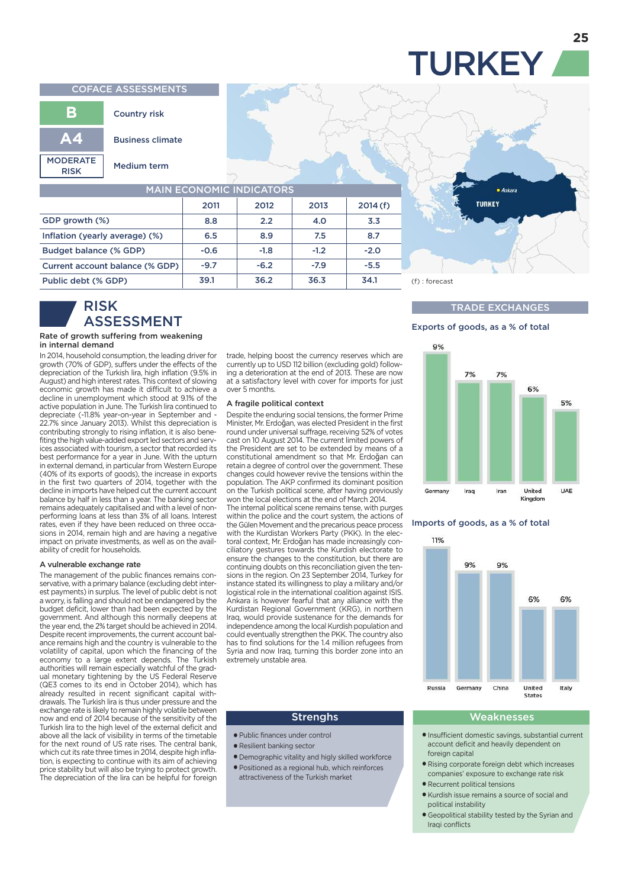# TURKEY

## COFACE ASSESSMENTS

| | |
|---|---|
| B | Country risk |
| A4 | Business climate |
| MODERATE RISK | Medium term |

## MAIN ECONOMIC INDICATORS

| | 2011 | 2012 | 2013 | 2014 (f) |
|---|---|---|---|---|
| GDP growth (%) | 8.8 | 2.2 | 4.0 | 3.3 |
| Inflation (yearly average) (%) | 6.5 | 8.9 | 7.5 | 8.7 |
| Budget balance (% GDP) | -0.6 | -1.8 | -1.2 | -2.0 |
| Current account balance (% GDP) | -9.7 | -6.2 | -7.9 | -5.5 |
| Public debt (% GDP) | 39.1 | 36.2 | 36.3 | 34.1 |

(f) : forecast

## RISK ASSESSMENT

### Rate of growth suffering from weakening in internal demand

In 2014, household consumption, the leading driver for growth (70% of GDP), suffers under the effects of the depreciation of the Turkish lira, high inflation (9.5% in August) and high interest rates. This context of slowing economic growth has made it difficult to achieve a decline in unemployment which stood at 9.1% of the active population in June. The Turkish lira continued to depreciate (-11.8% year-on-year in September and -22.7% since January 2013). Whilst this depreciation is contributing strongly to rising inflation, it is also benefiting the high value-added export led sectors and services associated with tourism, a sector that recorded its best performance for a year in June. With the upturn in external demand, in particular from Western Europe (40% of its exports of goods), the increase in exports in the first two quarters of 2014, together with the decline in imports have helped cut the current account balance by half in less than a year. The banking sector remains adequately capitalised and with a level of non-performing loans at less than 3% of all loans. Interest rates, even if they have been reduced on three occasions in 2014, remain high and are having a negative impact on private investments, as well as on the availability of credit for households.

### A vulnerable exchange rate

The management of the public finances remains conservative, with a primary balance (excluding debt interest payments) in surplus. The level of public debt is not a worry, is falling and should not be endangered by the budget deficit, lower than had been expected by the government. And although this normally deepens at the year end, the 2% target should be achieved in 2014. Despite recent improvements, the current account balance remains high and the country is vulnerable to the volatility of capital, upon which the financing of the economy to a large extent depends. The Turkish authorities will remain especially watchful of the gradual monetary tightening by the US Federal Reserve (QE3 comes to its end in October 2014), which has already resulted in recent significant capital withdrawals. The Turkish lira is thus under pressure and the exchange rate is likely to remain highly volatile between now and end of 2014 because of the sensitivity of the Turkish lira to the high level of the external deficit and above all the lack of visibility in terms of the timetable for the next round of US rate rises. The central bank, which cut its rate three times in 2014, despite high inflation, is expecting to continue with its aim of achieving price stability but will also be trying to protect growth. The depreciation of the lira can be helpful for foreign trade, helping boost the currency reserves which are currently up to USD 112 billion (excluding gold) following a deterioration at the end of 2013. These are now at a satisfactory level with cover for imports for just over 5 months.

### A fragile political context

Despite the enduring social tensions, the former Prime Minister, Mr. Erdoğan, was elected President in the first round under universal suffrage, receiving 52% of votes cast on 10 August 2014. The current limited powers of the President are set to be extended by means of a constitutional amendment so that Mr. Erdoğan can retain a degree of control over the government. These changes could however revive the tensions within the population. The AKP confirmed its dominant position on the Turkish political scene, after having previously won the local elections at the end of March 2014.

The internal political scene remains tense, with purges within the police and the court system, the actions of the Gülen Movement and the precarious peace process with the Kurdistan Workers Party (PKK). In the electoral context, Mr. Erdoğan has made increasingly conciliatory gestures towards the Kurdish electorate to ensure the changes to the constitution, but there are continuing doubts on this reconciliation given the tensions in the region. On 23 September 2014, Turkey for instance stated its willingness to play a military and/or logistical role in the international coalition against ISIS. Ankara is however fearful that any alliance with the Kurdistan Regional Government (KRG), in northern Iraq, would provide sustenance for the demands for independence among the local Kurdish population and could eventually strengthen the PKK. The country also has to find solutions for the 1.4 million refugees from Syria and now Iraq, turning this border zone into an extremely unstable area.

## TRADE EXCHANGES

### Exports of goods, as a % of total

| Germany | Iraq | Iran | United Kingdom | UAE |
|---|---|---|---|---|
| 9% | 7% | 7% | 6% | 5% |

### Imports of goods, as a % of total

| Russia | Germany | China | United States | Italy |
|---|---|---|---|---|
| 11% | 9% | 9% | 6% | 6% |

## Strenghs

- Public finances under control
- Resilient banking sector
- Demographic vitality and higly skilled workforce
- Positioned as a regional hub, which reinforces attractiveness of the Turkish market

## Weaknesses

- Insufficient domestic savings, substantial current account deficit and heavily dependent on foreign capital
- Rising corporate foreign debt which increases companies' exposure to exchange rate risk
- Recurrent political tensions
- Kurdish issue remains a source of social and political instability
- Geopolitical stability tested by the Syrian and Iraqi conflicts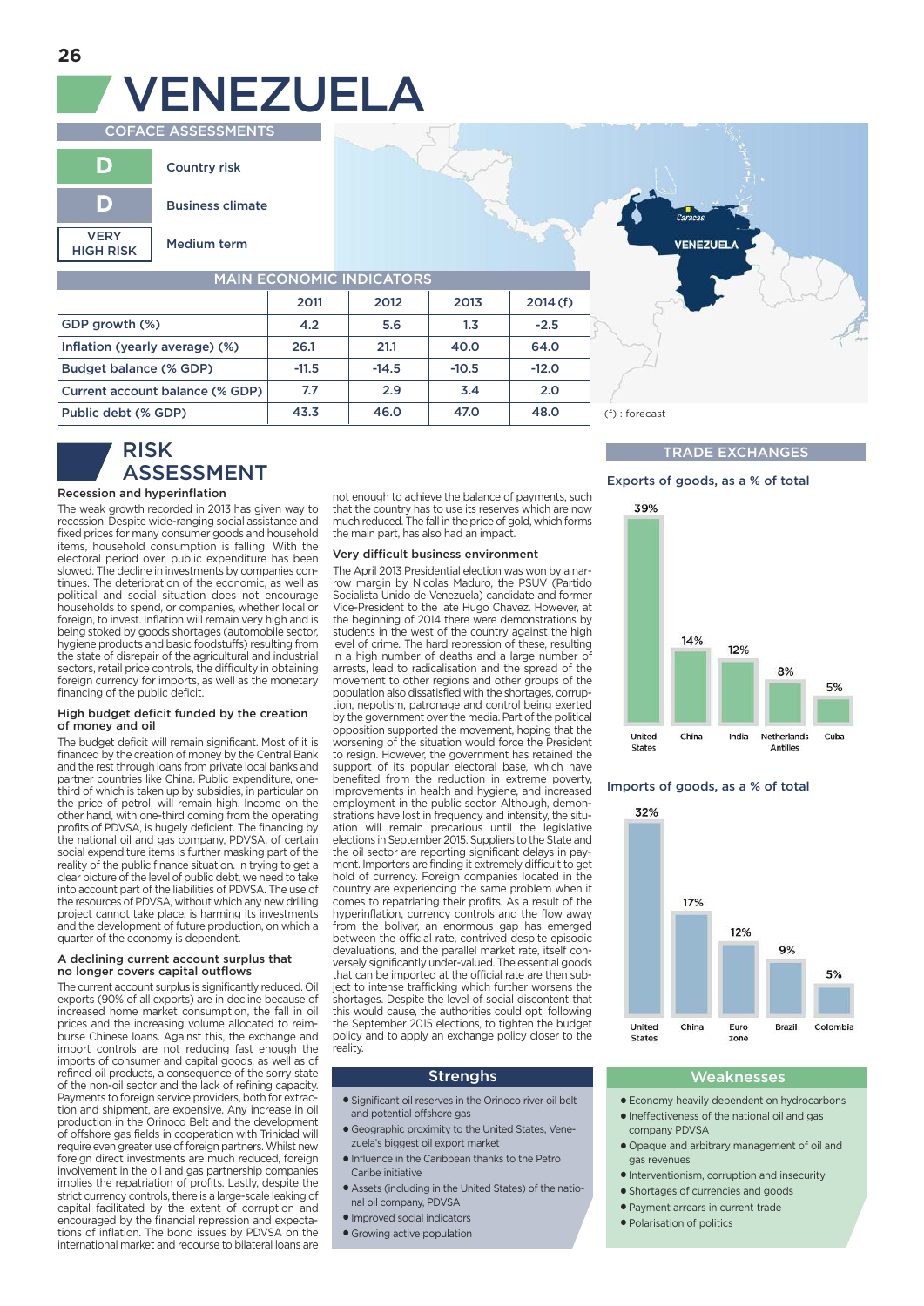# VENEZUELA

## COFACE ASSESSMENTS

| | |
|---|---|
| D | Country risk |
| D | Business climate |
| VERY HIGH RISK | Medium term |

## MAIN ECONOMIC INDICATORS

| | 2011 | 2012 | 2013 | 2014 (f) |
|---|---|---|---|---|
| GDP growth (%) | 4.2 | 5.6 | 1.3 | -2.5 |
| Inflation (yearly average) (%) | 26.1 | 21.1 | 40.0 | 64.0 |
| Budget balance (% GDP) | -11.5 | -14.5 | -10.5 | -12.0 |
| Current account balance (% GDP) | 7.7 | 2.9 | 3.4 | 2.0 |
| Public debt (% GDP) | 43.3 | 46.0 | 47.0 | 48.0 |

(f) : forecast

## RISK ASSESSMENT

### Recession and hyperinflation

The weak growth recorded in 2013 has given way to recession. Despite wide-ranging social assistance and fixed prices for many consumer goods and household items, household consumption is falling. With the electoral period over, public expenditure has been slowed. The decline in investments by companies continues. The deterioration of the economic, as well as political and social situation does not encourage households to spend, or companies, whether local or foreign, to invest. Inflation will remain very high and is being stoked by goods shortages (automobile sector, hygiene products and basic foodstuffs) resulting from the state of disrepair of the agricultural and industrial sectors, retail price controls, the difficulty in obtaining foreign currency for imports, as well as the monetary financing of the public deficit.

### High budget deficit funded by the creation of money and oil

The budget deficit will remain significant. Most of it is financed by the creation of money by the Central Bank and the rest through loans from private local banks and partner countries like China. Public expenditure, one-third of which is taken up by subsidies, in particular on the price of petrol, will remain high. Income on the other hand, with one-third coming from the operating profits of PDVSA, is hugely deficient. The financing by the national oil and gas company, PDVSA, of certain social expenditure items is further masking part of the reality of the public finance situation. In trying to get a clear picture of the level of public debt, we need to take into account part of the liabilities of PDVSA. The use of the resources of PDVSA, without which any new drilling project cannot take place, is harming its investments and the development of future production, on which a quarter of the economy is dependent.

### A declining current account surplus that no longer covers capital outflows

The current account surplus is significantly reduced. Oil exports (90% of all exports) are in decline because of increased home market consumption, the fall in oil prices and the increasing volume allocated to reimburse Chinese loans. Against this, the exchange and import controls are not reducing fast enough the imports of consumer and capital goods, as well as of refined oil products, a consequence of the sorry state of the non-oil sector and the lack of refining capacity. Payments to foreign service providers, both for extraction and shipment, are expensive. Any increase in oil production in the Orinoco Belt and the development of offshore gas fields in cooperation with Trinidad will require even greater use of foreign partners. Whilst new foreign direct investments are much reduced, foreign involvement in the oil and gas partnership companies implies the repatriation of profits. Lastly, despite the strict currency controls, there is a large-scale leaking of capital facilitated by the extent of corruption and encouraged by the financial repression and expectations of inflation. The bond issues by PDVSA on the international market and recourse to bilateral loans are not enough to achieve the balance of payments, such that the country has to use its reserves which are now much reduced. The fall in the price of gold, which forms the main part, has also had an impact.

### Very difficult business environment

The April 2013 Presidential election was won by a narrow margin by Nicolas Maduro, the PSUV (Partido Socialista Unido de Venezuela) candidate and former Vice-President to the late Hugo Chavez. However, at the beginning of 2014 there were demonstrations by students in the west of the country against the high level of crime. The hard repression of these, resulting in a high number of deaths and a large number of arrests, lead to radicalisation and the spread of the movement to other regions and other groups of the population also dissatisfied with the shortages, corruption, nepotism, patronage and control being exerted by the government over the media. Part of the political opposition supported the movement, hoping that the worsening of the situation would force the President to resign. However, the government has retained the support of its popular electoral base, which have benefited from the reduction in extreme poverty, improvements in health and hygiene, and increased employment in the public sector. Although, demonstrations have lost in frequency and intensity, the situation will remain precarious until the legislative elections in September 2015. Suppliers to the State and the oil sector are reporting significant delays in payment. Importers are finding it extremely difficult to get hold of currency. Foreign companies located in the country are experiencing the same problem when it comes to repatriating their profits. As a result of the hyperinflation, currency controls and the flow away from the bolivar, an enormous gap has emerged between the official rate, contrived despite episodic devaluations, and the parallel market rate, itself conversely significantly under-valued. The essential goods that can be imported at the official rate are then subject to intense trafficking which further worsens the shortages. Despite the level of social discontent that this would cause, the authorities could opt, following the September 2015 elections, to tighten the budget policy and to apply an exchange policy closer to the reality.

## TRADE EXCHANGES

### Exports of goods, as a % of total

| United States | China | India | Netherlands Antilles | Cuba |
|---|---|---|---|---|
| 39% | 14% | 12% | 8% | 5% |

### Imports of goods, as a % of total

| United States | China | Euro zone | Brazil | Colombia |
|---|---|---|---|---|
| 32% | 17% | 12% | 9% | 5% |

## Strenghs

- Significant oil reserves in the Orinoco river oil belt and potential offshore gas
- Geographic proximity to the United States, Venezuela's biggest oil export market
- Influence in the Caribbean thanks to the Petro Caribe initiative
- Assets (including in the United States) of the national oil company, PDVSA
- Improved social indicators
- Growing active population

## Weaknesses

- Economy heavily dependent on hydrocarbons
- Ineffectiveness of the national oil and gas company PDVSA
- Opaque and arbitrary management of oil and gas revenues
- Interventionism, corruption and insecurity
- Shortages of currencies and goods
- Payment arrears in current trade
- Polarisation of politics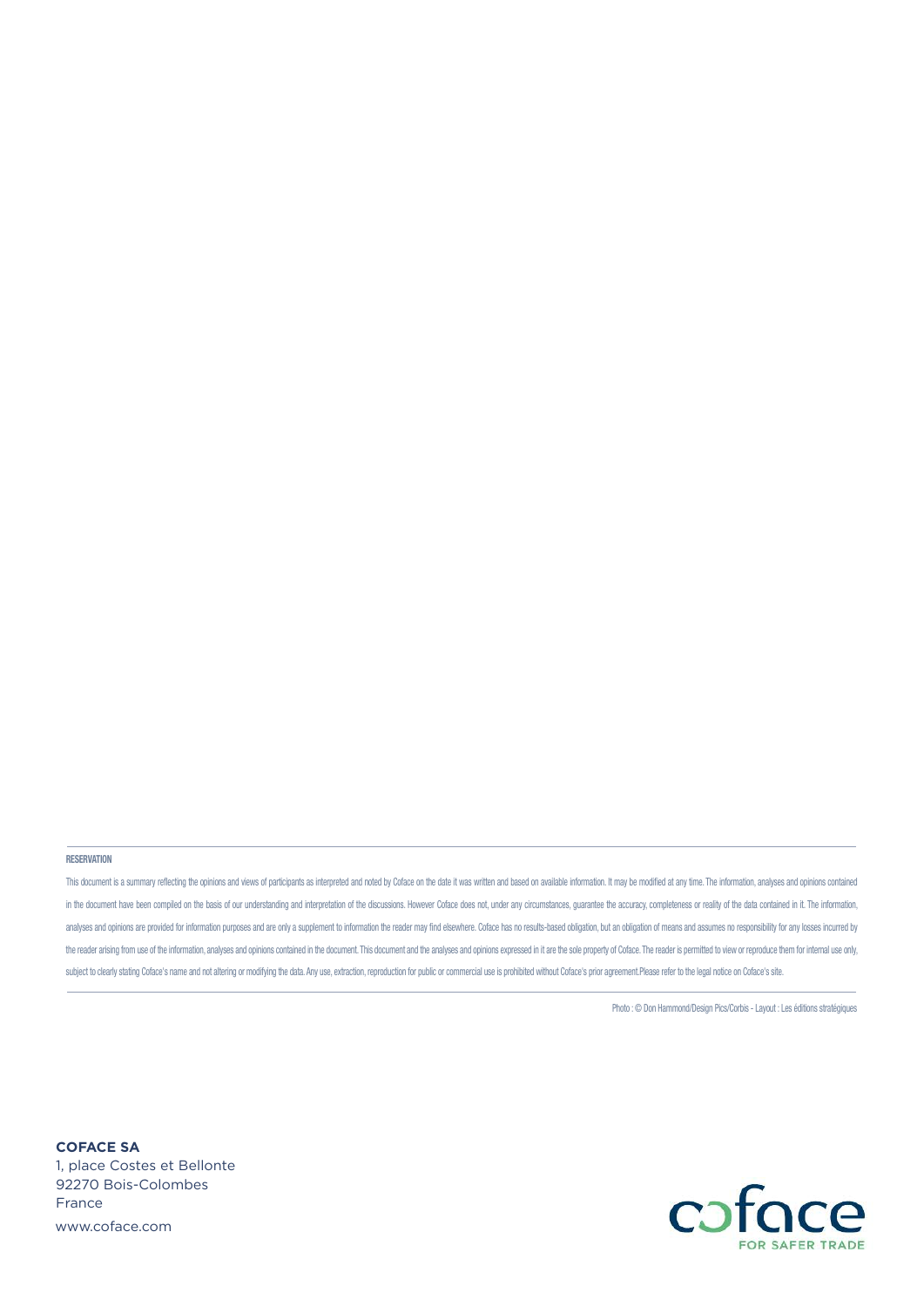**RESERVATION**

This document is a summary reflecting the opinions and views of participants as interpreted and noted by Coface on the date it was written and based on available information. It may be modified at any time. The information, analyses and opinions contained in the document have been compiled on the basis of our understanding and interpretation of the discussions. However Coface does not, under any circumstances, guarantee the accuracy, completeness or reality of the data contained in it. The information, analyses and opinions are provided for information purposes and are only a supplement to information the reader may find elsewhere. Coface has no results-based obligation, but an obligation of means and assumes no responsibility for any losses incurred by the reader arising from use of the information, analyses and opinions contained in the document. This document and the analyses and opinions expressed in it are the sole property of Coface. The reader is permitted to view or reproduce them for internal use only, subject to clearly stating Coface's name and not altering or modifying the data. Any use, extraction, reproduction for public or commercial use is prohibited without Coface's prior agreement.Please refer to the legal notice on Coface's site.

Photo : © Don Hammond/Design Pics/Corbis - Layout : Les éditions stratégiques

**COFACE SA**
1, place Costes et Bellonte
92270 Bois-Colombes
France

www.coface.com

coface
FOR SAFER TRADE